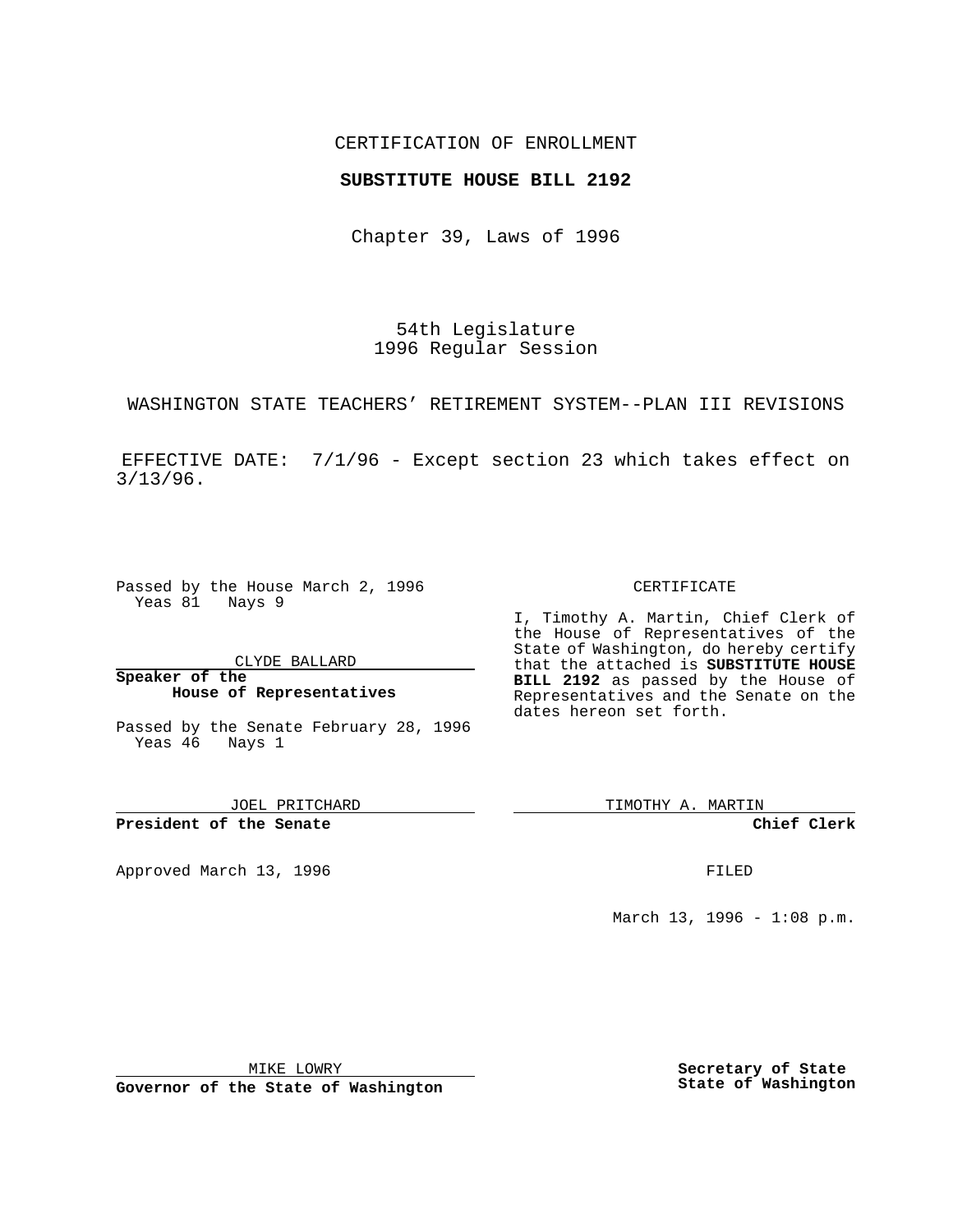CERTIFICATION OF ENROLLMENT

**SUBSTITUTE HOUSE BILL 2192**

Chapter 39, Laws of 1996

54th Legislature
1996 Regular Session

WASHINGTON STATE TEACHERS' RETIREMENT SYSTEM--PLAN III REVISIONS

EFFECTIVE DATE: 7/1/96 - Except section 23 which takes effect on 3/13/96.

Passed by the House March 2, 1996
Yeas 81 Nays 9

CLYDE BALLARD

**Speaker of the House of Representatives**

Passed by the Senate February 28, 1996
Yeas 46 Nays 1

JOEL PRITCHARD

**President of the Senate**

Approved March 13, 1996

MIKE LOWRY

**Governor of the State of Washington**

CERTIFICATE

I, Timothy A. Martin, Chief Clerk of the House of Representatives of the State of Washington, do hereby certify that the attached is **SUBSTITUTE HOUSE BILL 2192** as passed by the House of Representatives and the Senate on the dates hereon set forth.

TIMOTHY A. MARTIN

**Chief Clerk**

FILED

March 13, 1996 - 1:08 p.m.

**Secretary of State**
**State of Washington**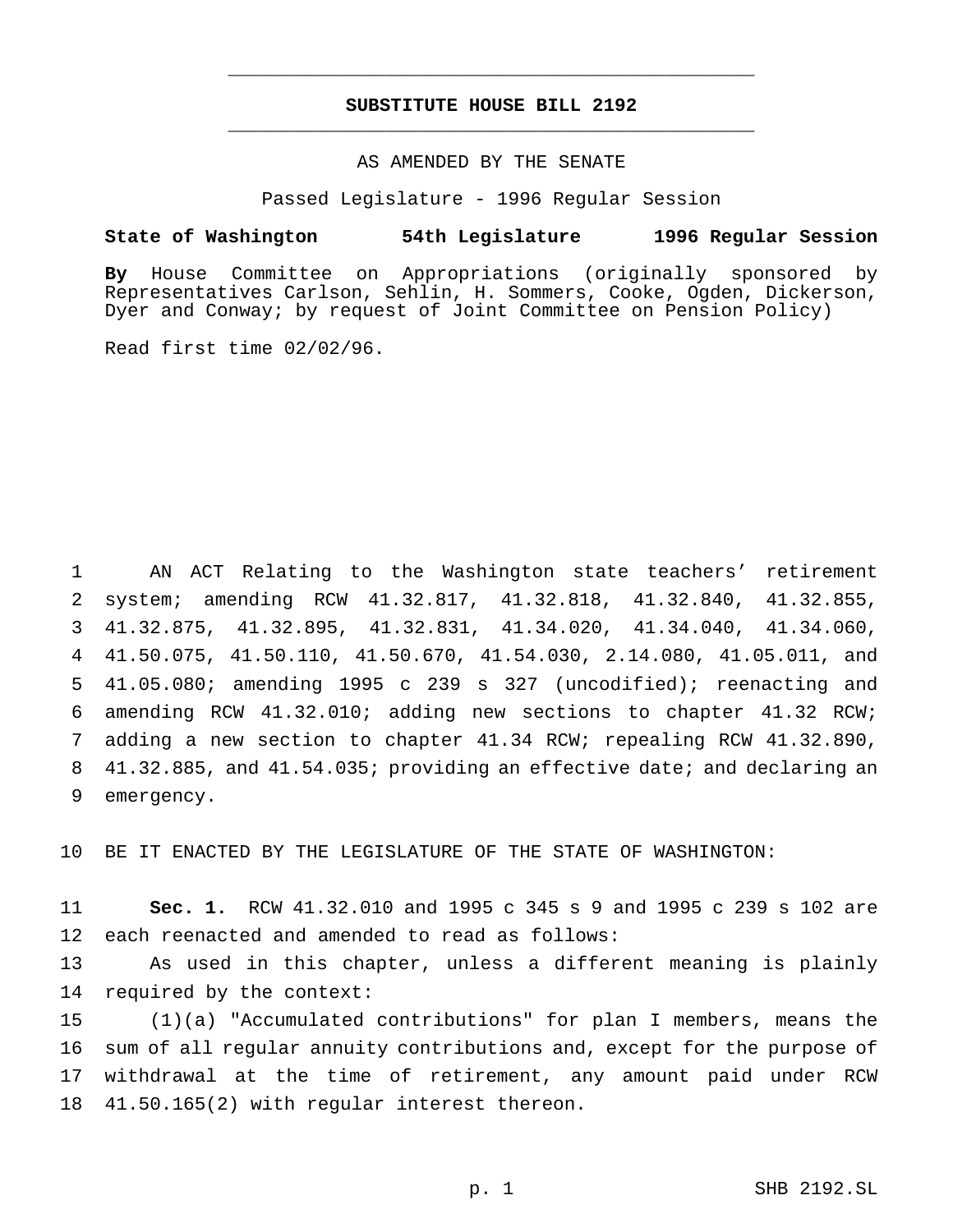# SUBSTITUTE HOUSE BILL 2192

AS AMENDED BY THE SENATE

Passed Legislature - 1996 Regular Session

**State of Washington 54th Legislature 1996 Regular Session**

**By** House Committee on Appropriations (originally sponsored by Representatives Carlson, Sehlin, H. Sommers, Cooke, Ogden, Dickerson, Dyer and Conway; by request of Joint Committee on Pension Policy)

Read first time 02/02/96.

1 AN ACT Relating to the Washington state teachers' retirement 2 system; amending RCW 41.32.817, 41.32.818, 41.32.840, 41.32.855, 3 41.32.875, 41.32.895, 41.32.831, 41.34.020, 41.34.040, 41.34.060, 4 41.50.075, 41.50.110, 41.50.670, 41.54.030, 2.14.080, 41.05.011, and 5 41.05.080; amending 1995 c 239 s 327 (uncodified); reenacting and 6 amending RCW 41.32.010; adding new sections to chapter 41.32 RCW; 7 adding a new section to chapter 41.34 RCW; repealing RCW 41.32.890, 8 41.32.885, and 41.54.035; providing an effective date; and declaring an 9 emergency.

10 BE IT ENACTED BY THE LEGISLATURE OF THE STATE OF WASHINGTON:

11 **Sec. 1.** RCW 41.32.010 and 1995 c 345 s 9 and 1995 c 239 s 102 are 12 each reenacted and amended to read as follows:

13 As used in this chapter, unless a different meaning is plainly 14 required by the context:

15 (1)(a) "Accumulated contributions" for plan I members, means the 16 sum of all regular annuity contributions and, except for the purpose of 17 withdrawal at the time of retirement, any amount paid under RCW 18 41.50.165(2) with regular interest thereon.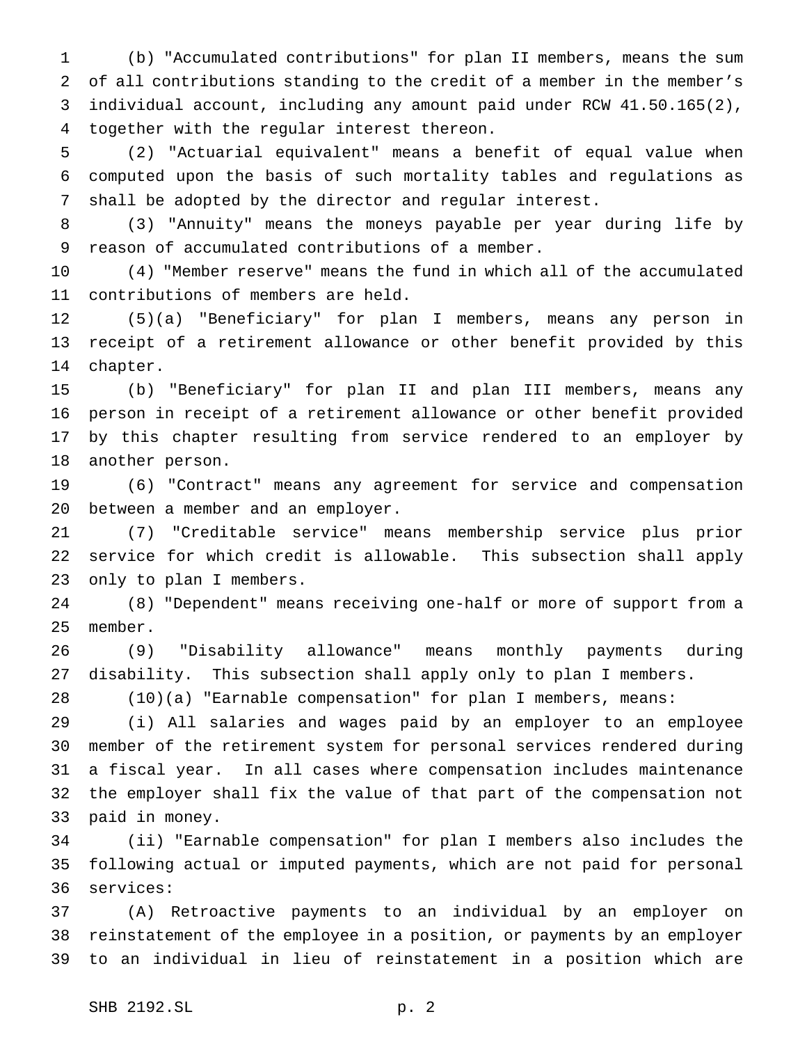(b) "Accumulated contributions" for plan II members, means the sum of all contributions standing to the credit of a member in the member's individual account, including any amount paid under RCW 41.50.165(2), together with the regular interest thereon.

(2) "Actuarial equivalent" means a benefit of equal value when computed upon the basis of such mortality tables and regulations as shall be adopted by the director and regular interest.

(3) "Annuity" means the moneys payable per year during life by reason of accumulated contributions of a member.

(4) "Member reserve" means the fund in which all of the accumulated contributions of members are held.

(5)(a) "Beneficiary" for plan I members, means any person in receipt of a retirement allowance or other benefit provided by this chapter.

(b) "Beneficiary" for plan II and plan III members, means any person in receipt of a retirement allowance or other benefit provided by this chapter resulting from service rendered to an employer by another person.

(6) "Contract" means any agreement for service and compensation between a member and an employer.

(7) "Creditable service" means membership service plus prior service for which credit is allowable. This subsection shall apply only to plan I members.

(8) "Dependent" means receiving one-half or more of support from a member.

(9) "Disability allowance" means monthly payments during disability. This subsection shall apply only to plan I members.

(10)(a) "Earnable compensation" for plan I members, means:

(i) All salaries and wages paid by an employer to an employee member of the retirement system for personal services rendered during a fiscal year. In all cases where compensation includes maintenance the employer shall fix the value of that part of the compensation not paid in money.

(ii) "Earnable compensation" for plan I members also includes the following actual or imputed payments, which are not paid for personal services:

(A) Retroactive payments to an individual by an employer on reinstatement of the employee in a position, or payments by an employer to an individual in lieu of reinstatement in a position which are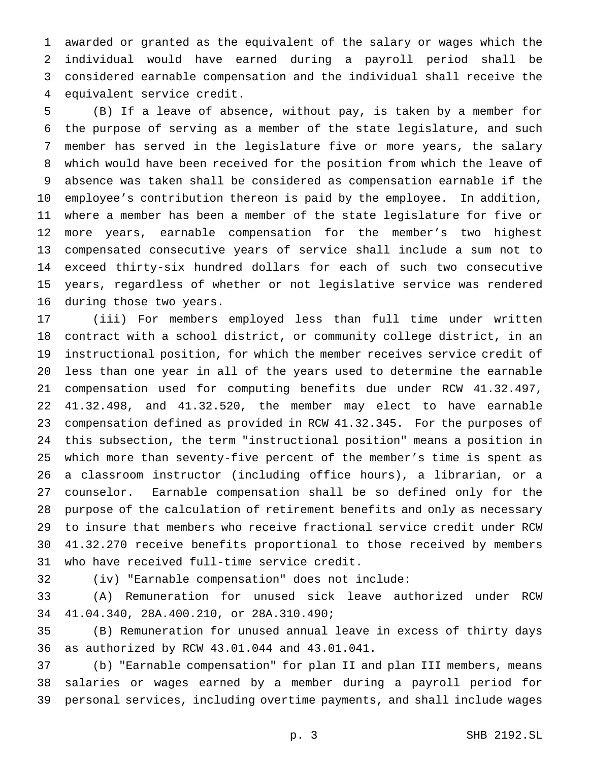awarded or granted as the equivalent of the salary or wages which the individual would have earned during a payroll period shall be considered earnable compensation and the individual shall receive the equivalent service credit.

(B) If a leave of absence, without pay, is taken by a member for the purpose of serving as a member of the state legislature, and such member has served in the legislature five or more years, the salary which would have been received for the position from which the leave of absence was taken shall be considered as compensation earnable if the employee's contribution thereon is paid by the employee. In addition, where a member has been a member of the state legislature for five or more years, earnable compensation for the member's two highest compensated consecutive years of service shall include a sum not to exceed thirty-six hundred dollars for each of such two consecutive years, regardless of whether or not legislative service was rendered during those two years.

(iii) For members employed less than full time under written contract with a school district, or community college district, in an instructional position, for which the member receives service credit of less than one year in all of the years used to determine the earnable compensation used for computing benefits due under RCW 41.32.497, 41.32.498, and 41.32.520, the member may elect to have earnable compensation defined as provided in RCW 41.32.345. For the purposes of this subsection, the term "instructional position" means a position in which more than seventy-five percent of the member's time is spent as a classroom instructor (including office hours), a librarian, or a counselor. Earnable compensation shall be so defined only for the purpose of the calculation of retirement benefits and only as necessary to insure that members who receive fractional service credit under RCW 41.32.270 receive benefits proportional to those received by members who have received full-time service credit.

(iv) "Earnable compensation" does not include:

(A) Remuneration for unused sick leave authorized under RCW 41.04.340, 28A.400.210, or 28A.310.490;

(B) Remuneration for unused annual leave in excess of thirty days as authorized by RCW 43.01.044 and 43.01.041.

(b) "Earnable compensation" for plan II and plan III members, means salaries or wages earned by a member during a payroll period for personal services, including overtime payments, and shall include wages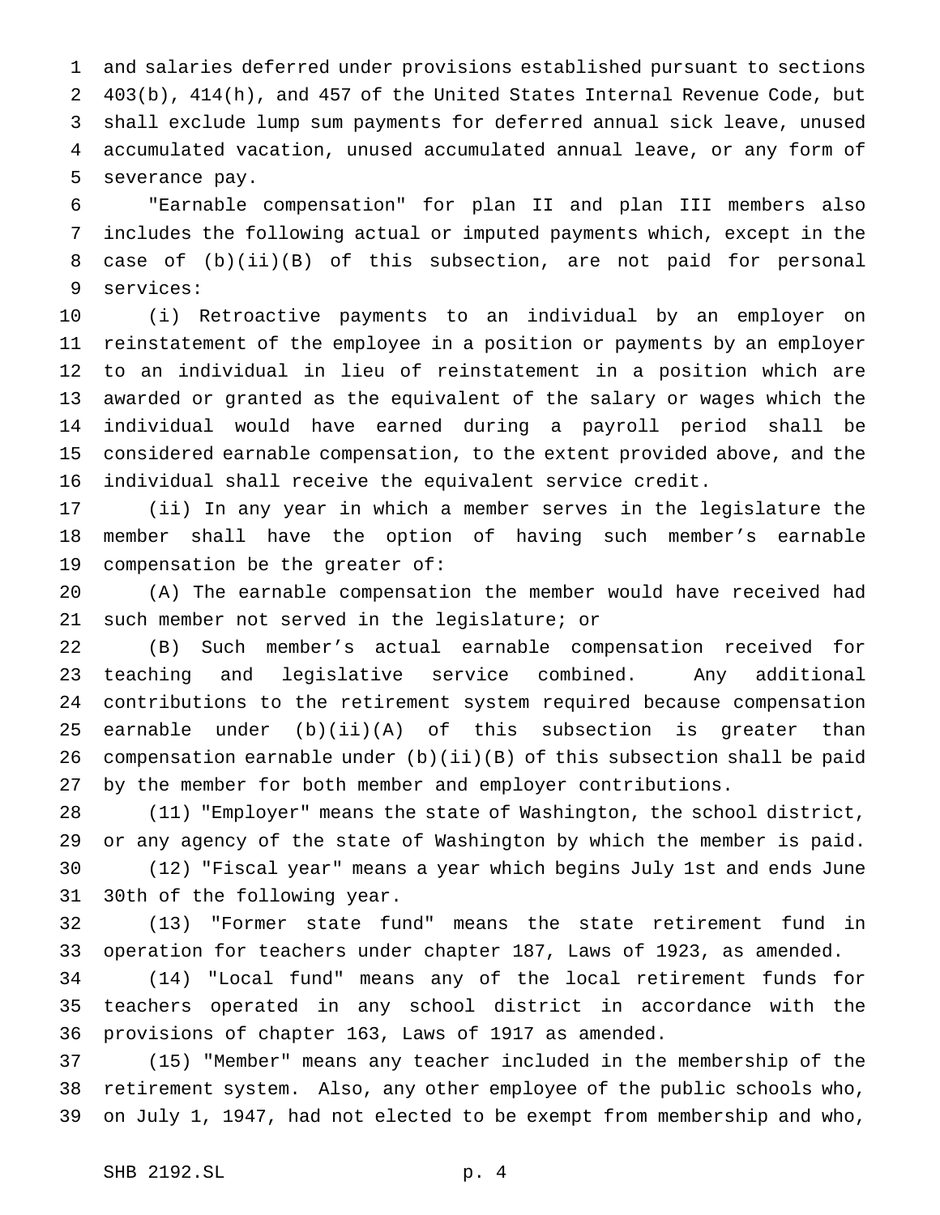and salaries deferred under provisions established pursuant to sections 403(b), 414(h), and 457 of the United States Internal Revenue Code, but shall exclude lump sum payments for deferred annual sick leave, unused accumulated vacation, unused accumulated annual leave, or any form of severance pay.

"Earnable compensation" for plan II and plan III members also includes the following actual or imputed payments which, except in the case of (b)(ii)(B) of this subsection, are not paid for personal services:

(i) Retroactive payments to an individual by an employer on reinstatement of the employee in a position or payments by an employer to an individual in lieu of reinstatement in a position which are awarded or granted as the equivalent of the salary or wages which the individual would have earned during a payroll period shall be considered earnable compensation, to the extent provided above, and the individual shall receive the equivalent service credit.

(ii) In any year in which a member serves in the legislature the member shall have the option of having such member's earnable compensation be the greater of:

(A) The earnable compensation the member would have received had such member not served in the legislature; or

(B) Such member's actual earnable compensation received for teaching and legislative service combined. Any additional contributions to the retirement system required because compensation earnable under (b)(ii)(A) of this subsection is greater than compensation earnable under (b)(ii)(B) of this subsection shall be paid by the member for both member and employer contributions.

(11) "Employer" means the state of Washington, the school district, or any agency of the state of Washington by which the member is paid.

(12) "Fiscal year" means a year which begins July 1st and ends June 30th of the following year.

(13) "Former state fund" means the state retirement fund in operation for teachers under chapter 187, Laws of 1923, as amended.

(14) "Local fund" means any of the local retirement funds for teachers operated in any school district in accordance with the provisions of chapter 163, Laws of 1917 as amended.

(15) "Member" means any teacher included in the membership of the retirement system. Also, any other employee of the public schools who, on July 1, 1947, had not elected to be exempt from membership and who,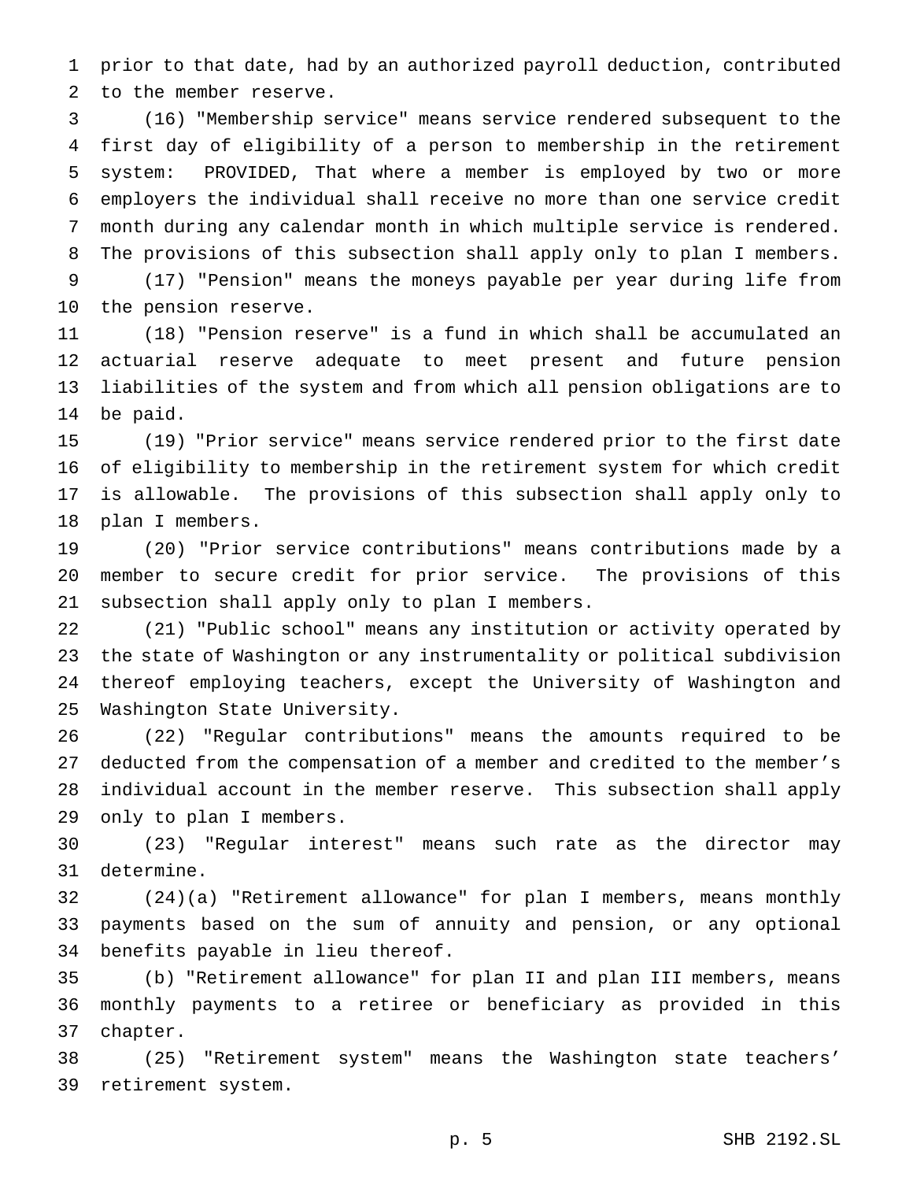prior to that date, had by an authorized payroll deduction, contributed to the member reserve.

(16) "Membership service" means service rendered subsequent to the first day of eligibility of a person to membership in the retirement system: PROVIDED, That where a member is employed by two or more employers the individual shall receive no more than one service credit month during any calendar month in which multiple service is rendered. The provisions of this subsection shall apply only to plan I members.

(17) "Pension" means the moneys payable per year during life from the pension reserve.

(18) "Pension reserve" is a fund in which shall be accumulated an actuarial reserve adequate to meet present and future pension liabilities of the system and from which all pension obligations are to be paid.

(19) "Prior service" means service rendered prior to the first date of eligibility to membership in the retirement system for which credit is allowable. The provisions of this subsection shall apply only to plan I members.

(20) "Prior service contributions" means contributions made by a member to secure credit for prior service. The provisions of this subsection shall apply only to plan I members.

(21) "Public school" means any institution or activity operated by the state of Washington or any instrumentality or political subdivision thereof employing teachers, except the University of Washington and Washington State University.

(22) "Regular contributions" means the amounts required to be deducted from the compensation of a member and credited to the member's individual account in the member reserve. This subsection shall apply only to plan I members.

(23) "Regular interest" means such rate as the director may determine.

(24)(a) "Retirement allowance" for plan I members, means monthly payments based on the sum of annuity and pension, or any optional benefits payable in lieu thereof.

(b) "Retirement allowance" for plan II and plan III members, means monthly payments to a retiree or beneficiary as provided in this chapter.

(25) "Retirement system" means the Washington state teachers' retirement system.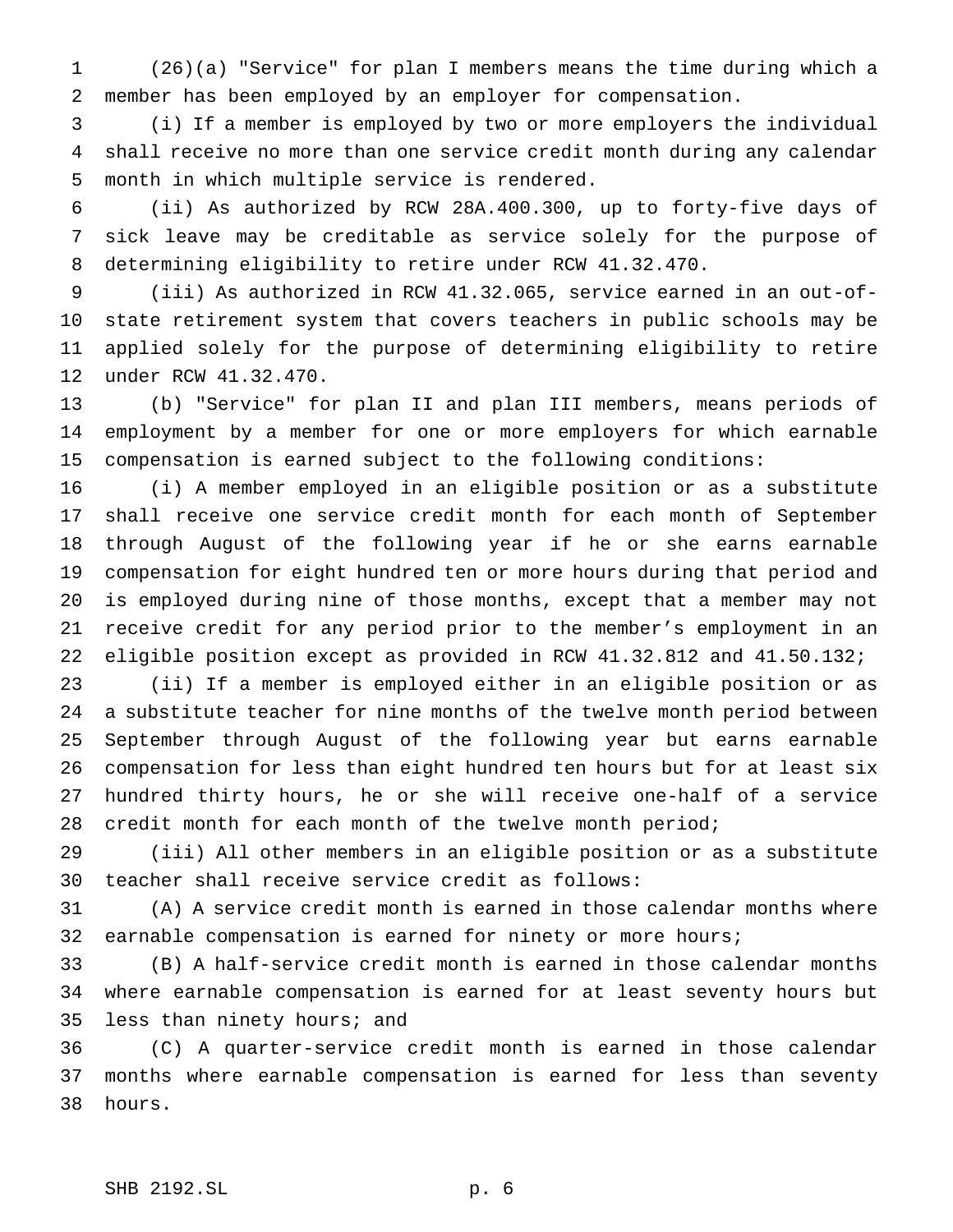(26)(a) "Service" for plan I members means the time during which a member has been employed by an employer for compensation.

(i) If a member is employed by two or more employers the individual shall receive no more than one service credit month during any calendar month in which multiple service is rendered.

(ii) As authorized by RCW 28A.400.300, up to forty-five days of sick leave may be creditable as service solely for the purpose of determining eligibility to retire under RCW 41.32.470.

(iii) As authorized in RCW 41.32.065, service earned in an out-of-state retirement system that covers teachers in public schools may be applied solely for the purpose of determining eligibility to retire under RCW 41.32.470.

(b) "Service" for plan II and plan III members, means periods of employment by a member for one or more employers for which earnable compensation is earned subject to the following conditions:

(i) A member employed in an eligible position or as a substitute shall receive one service credit month for each month of September through August of the following year if he or she earns earnable compensation for eight hundred ten or more hours during that period and is employed during nine of those months, except that a member may not receive credit for any period prior to the member's employment in an eligible position except as provided in RCW 41.32.812 and 41.50.132;

(ii) If a member is employed either in an eligible position or as a substitute teacher for nine months of the twelve month period between September through August of the following year but earns earnable compensation for less than eight hundred ten hours but for at least six hundred thirty hours, he or she will receive one-half of a service credit month for each month of the twelve month period;

(iii) All other members in an eligible position or as a substitute teacher shall receive service credit as follows:

(A) A service credit month is earned in those calendar months where earnable compensation is earned for ninety or more hours;

(B) A half-service credit month is earned in those calendar months where earnable compensation is earned for at least seventy hours but less than ninety hours; and

(C) A quarter-service credit month is earned in those calendar months where earnable compensation is earned for less than seventy hours.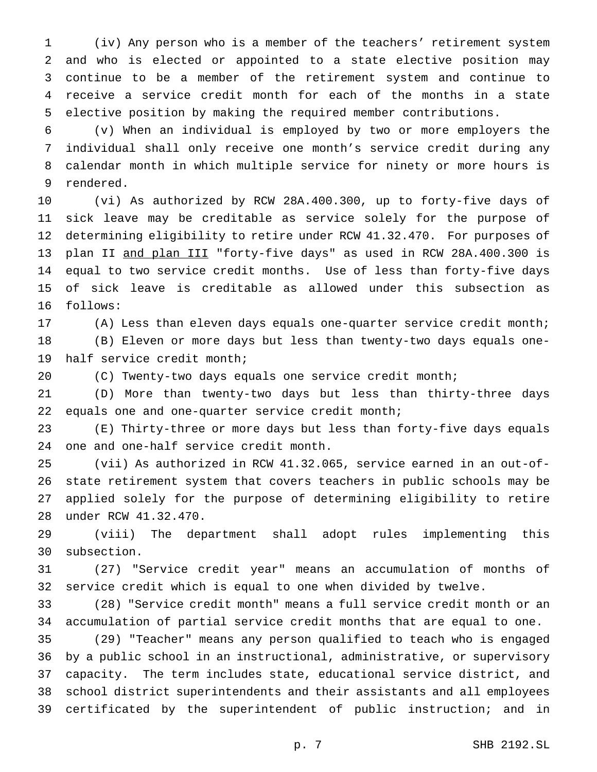(iv) Any person who is a member of the teachers' retirement system and who is elected or appointed to a state elective position may continue to be a member of the retirement system and continue to receive a service credit month for each of the months in a state elective position by making the required member contributions.

(v) When an individual is employed by two or more employers the individual shall only receive one month's service credit during any calendar month in which multiple service for ninety or more hours is rendered.

(vi) As authorized by RCW 28A.400.300, up to forty-five days of sick leave may be creditable as service solely for the purpose of determining eligibility to retire under RCW 41.32.470. For purposes of plan II <u>and plan III</u> "forty-five days" as used in RCW 28A.400.300 is equal to two service credit months. Use of less than forty-five days of sick leave is creditable as allowed under this subsection as follows:

(A) Less than eleven days equals one-quarter service credit month;

(B) Eleven or more days but less than twenty-two days equals one-half service credit month;

(C) Twenty-two days equals one service credit month;

(D) More than twenty-two days but less than thirty-three days equals one and one-quarter service credit month;

(E) Thirty-three or more days but less than forty-five days equals one and one-half service credit month.

(vii) As authorized in RCW 41.32.065, service earned in an out-of-state retirement system that covers teachers in public schools may be applied solely for the purpose of determining eligibility to retire under RCW 41.32.470.

(viii) The department shall adopt rules implementing this subsection.

(27) "Service credit year" means an accumulation of months of service credit which is equal to one when divided by twelve.

(28) "Service credit month" means a full service credit month or an accumulation of partial service credit months that are equal to one.

(29) "Teacher" means any person qualified to teach who is engaged by a public school in an instructional, administrative, or supervisory capacity. The term includes state, educational service district, and school district superintendents and their assistants and all employees certificated by the superintendent of public instruction; and in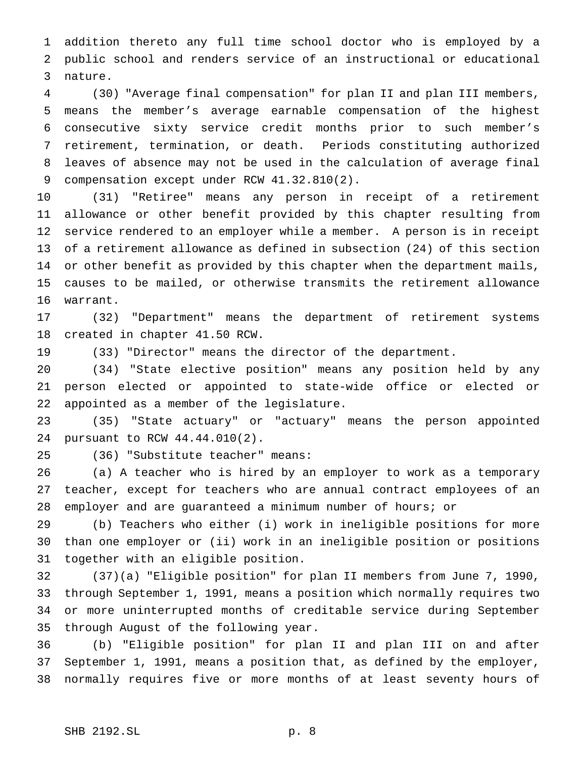addition thereto any full time school doctor who is employed by a public school and renders service of an instructional or educational nature.

(30) "Average final compensation" for plan II and plan III members, means the member's average earnable compensation of the highest consecutive sixty service credit months prior to such member's retirement, termination, or death. Periods constituting authorized leaves of absence may not be used in the calculation of average final compensation except under RCW 41.32.810(2).

(31) "Retiree" means any person in receipt of a retirement allowance or other benefit provided by this chapter resulting from service rendered to an employer while a member. A person is in receipt of a retirement allowance as defined in subsection (24) of this section or other benefit as provided by this chapter when the department mails, causes to be mailed, or otherwise transmits the retirement allowance warrant.

(32) "Department" means the department of retirement systems created in chapter 41.50 RCW.

(33) "Director" means the director of the department.

(34) "State elective position" means any position held by any person elected or appointed to state-wide office or elected or appointed as a member of the legislature.

(35) "State actuary" or "actuary" means the person appointed pursuant to RCW 44.44.010(2).

(36) "Substitute teacher" means:

(a) A teacher who is hired by an employer to work as a temporary teacher, except for teachers who are annual contract employees of an employer and are guaranteed a minimum number of hours; or

(b) Teachers who either (i) work in ineligible positions for more than one employer or (ii) work in an ineligible position or positions together with an eligible position.

(37)(a) "Eligible position" for plan II members from June 7, 1990, through September 1, 1991, means a position which normally requires two or more uninterrupted months of creditable service during September through August of the following year.

(b) "Eligible position" for plan II and plan III on and after September 1, 1991, means a position that, as defined by the employer, normally requires five or more months of at least seventy hours of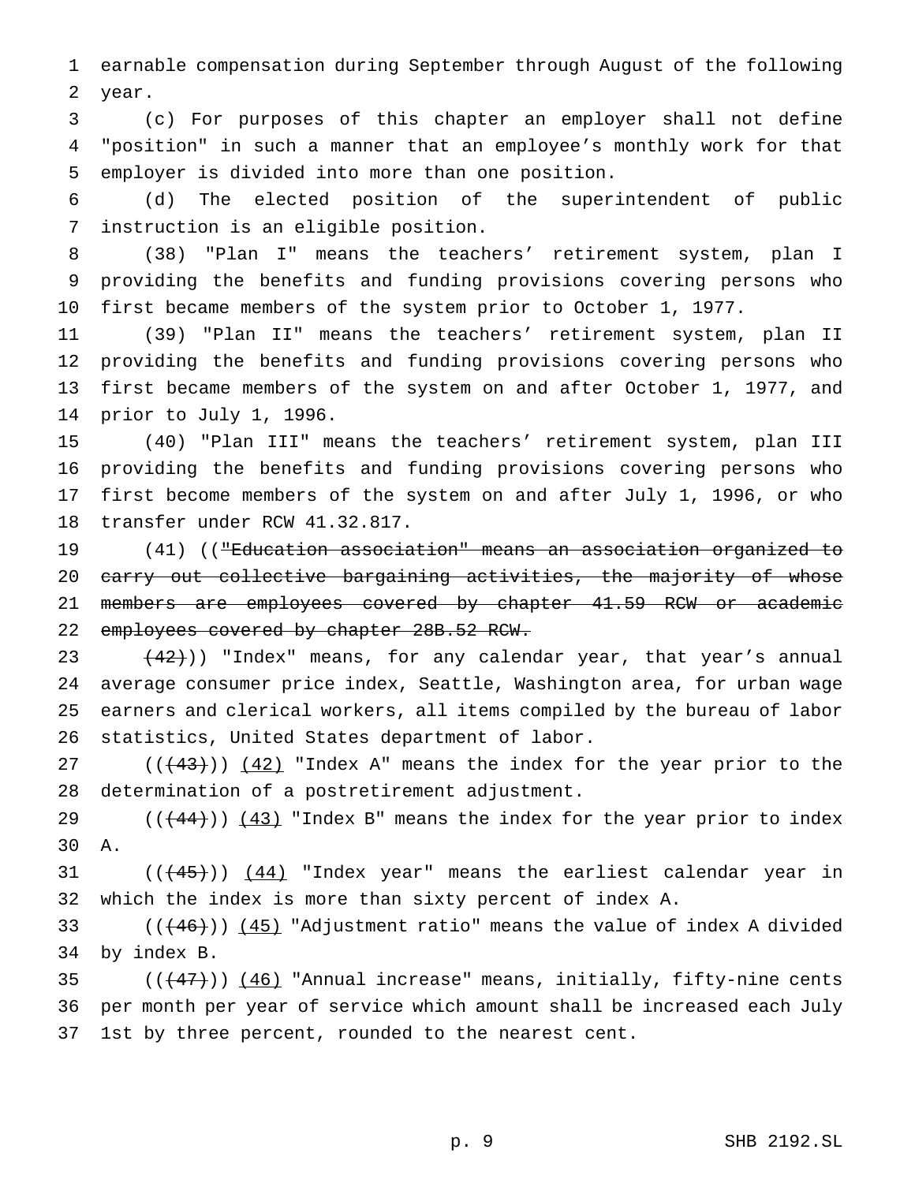earnable compensation during September through August of the following year.

(c) For purposes of this chapter an employer shall not define "position" in such a manner that an employee's monthly work for that employer is divided into more than one position.

(d) The elected position of the superintendent of public instruction is an eligible position.

(38) "Plan I" means the teachers' retirement system, plan I providing the benefits and funding provisions covering persons who first became members of the system prior to October 1, 1977.

(39) "Plan II" means the teachers' retirement system, plan II providing the benefits and funding provisions covering persons who first became members of the system on and after October 1, 1977, and prior to July 1, 1996.

(40) "Plan III" means the teachers' retirement system, plan III providing the benefits and funding provisions covering persons who first become members of the system on and after July 1, 1996, or who transfer under RCW 41.32.817.

(41) ((~~"Education association" means an association organized to carry out collective bargaining activities, the majority of whose members are employees covered by chapter 41.59 RCW or academic employees covered by chapter 28B.52 RCW.~~

~~(42)~~)) "Index" means, for any calendar year, that year's annual average consumer price index, Seattle, Washington area, for urban wage earners and clerical workers, all items compiled by the bureau of labor statistics, United States department of labor.

((~~(43)~~)) <u>(42)</u> "Index A" means the index for the year prior to the determination of a postretirement adjustment.

((~~(44)~~)) <u>(43)</u> "Index B" means the index for the year prior to index A.

((~~(45)~~)) <u>(44)</u> "Index year" means the earliest calendar year in which the index is more than sixty percent of index A.

((~~(46)~~)) <u>(45)</u> "Adjustment ratio" means the value of index A divided by index B.

((~~(47)~~)) <u>(46)</u> "Annual increase" means, initially, fifty-nine cents per month per year of service which amount shall be increased each July 1st by three percent, rounded to the nearest cent.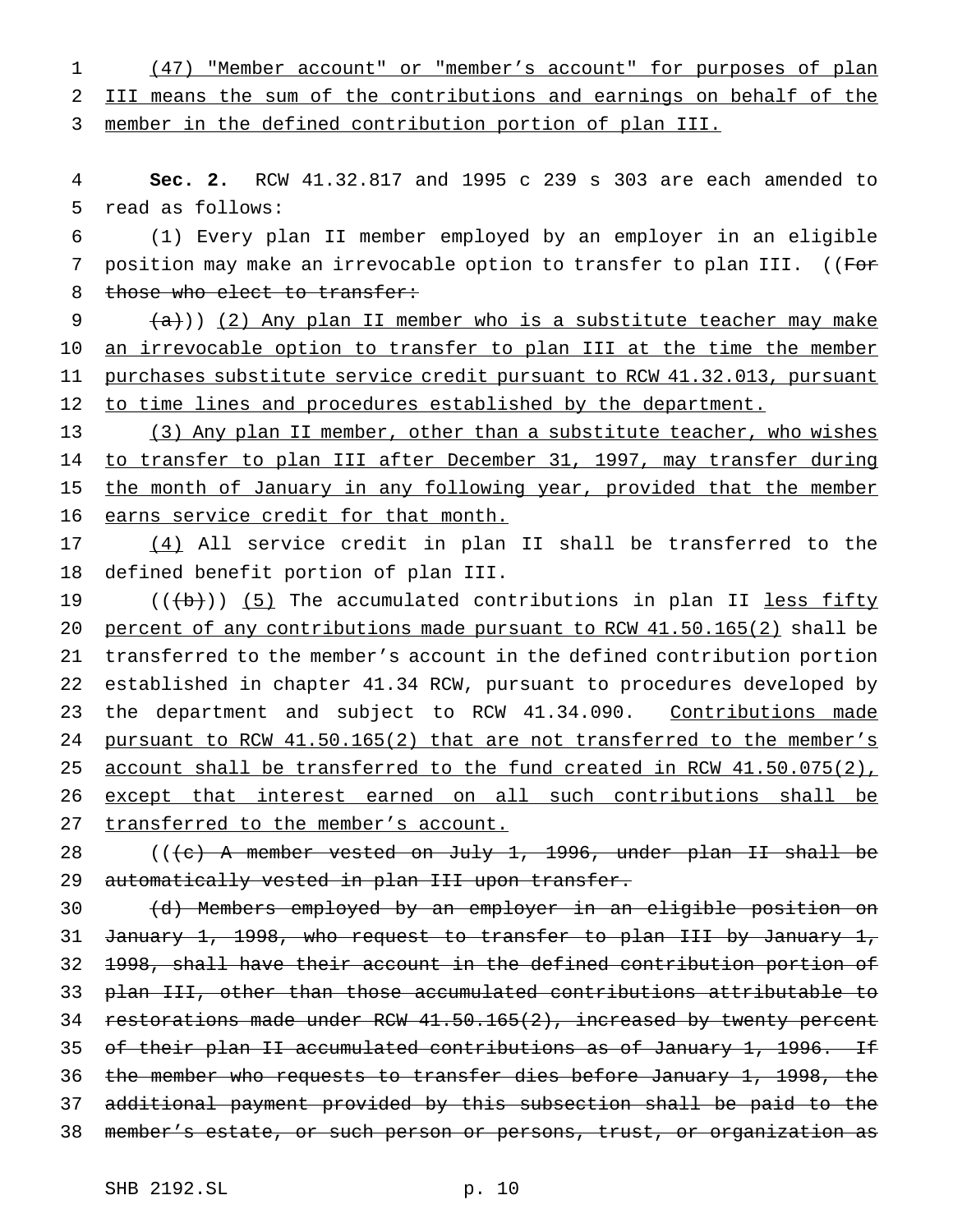(47) "Member account" or "member's account" for purposes of plan III means the sum of the contributions and earnings on behalf of the member in the defined contribution portion of plan III.

**Sec. 2.** RCW 41.32.817 and 1995 c 239 s 303 are each amended to read as follows:

(1) Every plan II member employed by an employer in an eligible position may make an irrevocable option to transfer to plan III. ((For those who elect to transfer:

(a))) (2) Any plan II member who is a substitute teacher may make an irrevocable option to transfer to plan III at the time the member purchases substitute service credit pursuant to RCW 41.32.013, pursuant to time lines and procedures established by the department.

(3) Any plan II member, other than a substitute teacher, who wishes to transfer to plan III after December 31, 1997, may transfer during the month of January in any following year, provided that the member earns service credit for that month.

(4) All service credit in plan II shall be transferred to the defined benefit portion of plan III.

(((b))) (5) The accumulated contributions in plan II less fifty percent of any contributions made pursuant to RCW 41.50.165(2) shall be transferred to the member's account in the defined contribution portion established in chapter 41.34 RCW, pursuant to procedures developed by the department and subject to RCW 41.34.090. Contributions made pursuant to RCW 41.50.165(2) that are not transferred to the member's account shall be transferred to the fund created in RCW 41.50.075(2), except that interest earned on all such contributions shall be transferred to the member's account.

(((c) A member vested on July 1, 1996, under plan II shall be automatically vested in plan III upon transfer.

(d) Members employed by an employer in an eligible position on January 1, 1998, who request to transfer to plan III by January 1, 1998, shall have their account in the defined contribution portion of plan III, other than those accumulated contributions attributable to restorations made under RCW 41.50.165(2), increased by twenty percent of their plan II accumulated contributions as of January 1, 1996. If the member who requests to transfer dies before January 1, 1998, the additional payment provided by this subsection shall be paid to the member's estate, or such person or persons, trust, or organization as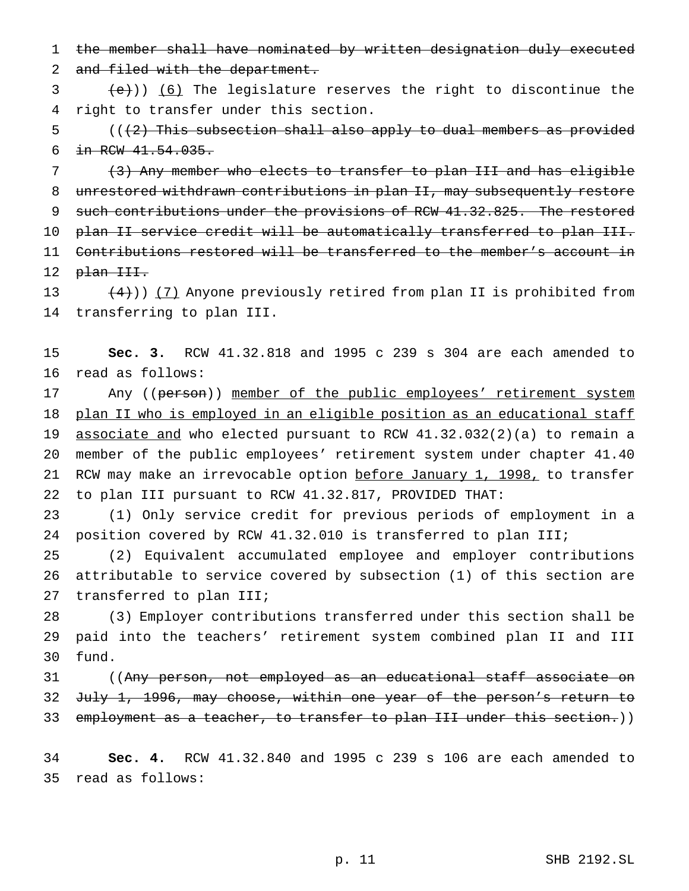the member shall have nominated by written designation duly executed and filed with the department.

~~(e)~~)) <u>(6)</u> The legislature reserves the right to discontinue the right to transfer under this section.

((~~(2) This subsection shall also apply to dual members as provided in RCW 41.54.035.~~

~~(3) Any member who elects to transfer to plan III and has eligible unrestored withdrawn contributions in plan II, may subsequently restore such contributions under the provisions of RCW 41.32.825. The restored plan II service credit will be automatically transferred to plan III. Contributions restored will be transferred to the member's account in plan III.~~

~~(4)~~)) <u>(7)</u> Anyone previously retired from plan II is prohibited from transferring to plan III.

**Sec. 3.** RCW 41.32.818 and 1995 c 239 s 304 are each amended to read as follows:

Any ((~~person~~)) <u>member of the public employees' retirement system plan II who is employed in an eligible position as an educational staff associate and</u> who elected pursuant to RCW 41.32.032(2)(a) to remain a member of the public employees' retirement system under chapter 41.40 RCW may make an irrevocable option <u>before January 1, 1998,</u> to transfer to plan III pursuant to RCW 41.32.817, PROVIDED THAT:

(1) Only service credit for previous periods of employment in a position covered by RCW 41.32.010 is transferred to plan III;

(2) Equivalent accumulated employee and employer contributions attributable to service covered by subsection (1) of this section are transferred to plan III;

(3) Employer contributions transferred under this section shall be paid into the teachers' retirement system combined plan II and III fund.

((~~Any person, not employed as an educational staff associate on July 1, 1996, may choose, within one year of the person's return to employment as a teacher, to transfer to plan III under this section.~~))

**Sec. 4.** RCW 41.32.840 and 1995 c 239 s 106 are each amended to read as follows: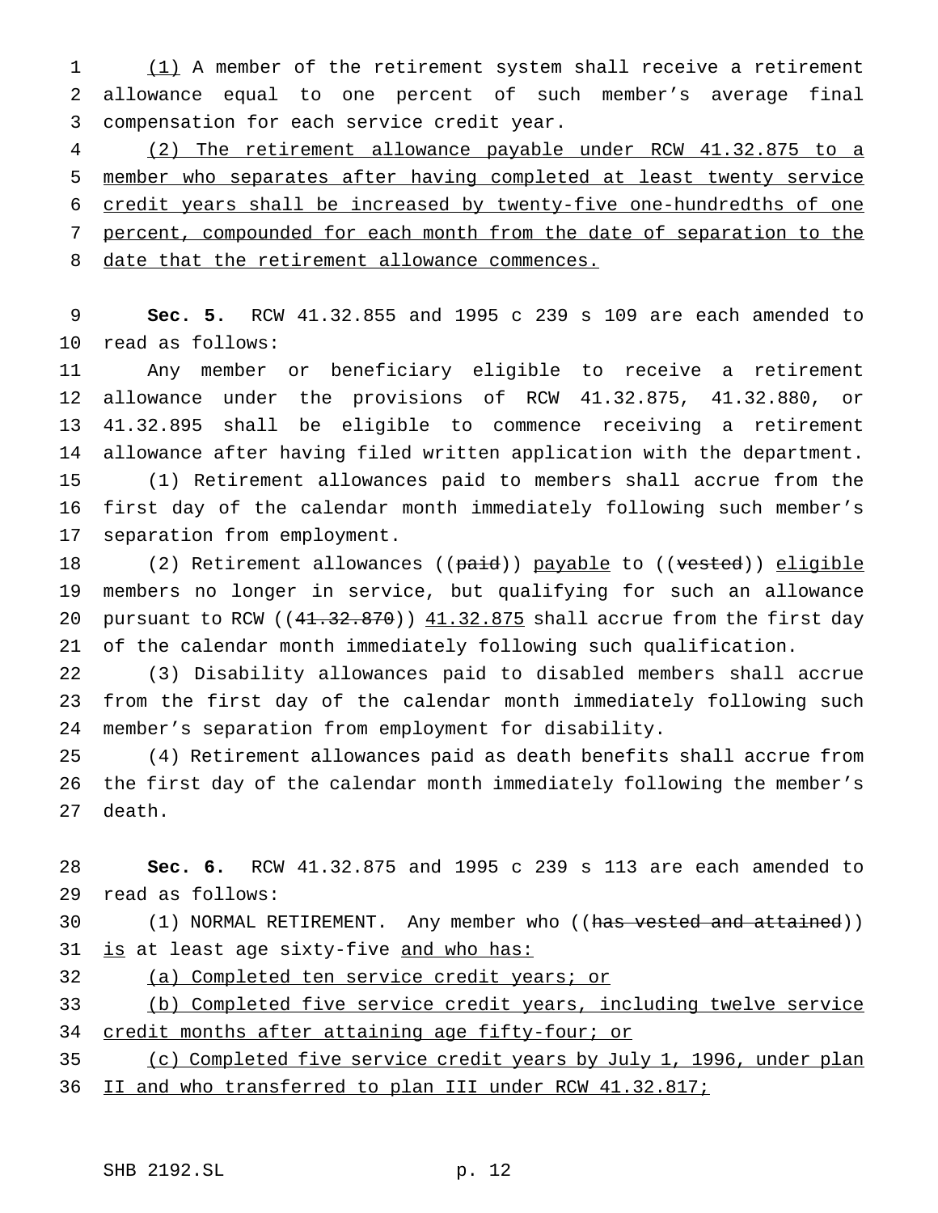(1) A member of the retirement system shall receive a retirement allowance equal to one percent of such member's average final compensation for each service credit year.

(2) The retirement allowance payable under RCW 41.32.875 to a member who separates after having completed at least twenty service credit years shall be increased by twenty-five one-hundredths of one percent, compounded for each month from the date of separation to the date that the retirement allowance commences.

**Sec. 5.** RCW 41.32.855 and 1995 c 239 s 109 are each amended to read as follows:

Any member or beneficiary eligible to receive a retirement allowance under the provisions of RCW 41.32.875, 41.32.880, or 41.32.895 shall be eligible to commence receiving a retirement allowance after having filed written application with the department.

(1) Retirement allowances paid to members shall accrue from the first day of the calendar month immediately following such member's separation from employment.

(2) Retirement allowances ((~~paid~~)) payable to ((~~vested~~)) eligible members no longer in service, but qualifying for such an allowance pursuant to RCW ((~~41.32.870~~)) 41.32.875 shall accrue from the first day of the calendar month immediately following such qualification.

(3) Disability allowances paid to disabled members shall accrue from the first day of the calendar month immediately following such member's separation from employment for disability.

(4) Retirement allowances paid as death benefits shall accrue from the first day of the calendar month immediately following the member's death.

**Sec. 6.** RCW 41.32.875 and 1995 c 239 s 113 are each amended to read as follows:

(1) NORMAL RETIREMENT. Any member who ((~~has vested and attained~~)) is at least age sixty-five and who has:

(a) Completed ten service credit years; or

(b) Completed five service credit years, including twelve service credit months after attaining age fifty-four; or

(c) Completed five service credit years by July 1, 1996, under plan II and who transferred to plan III under RCW 41.32.817;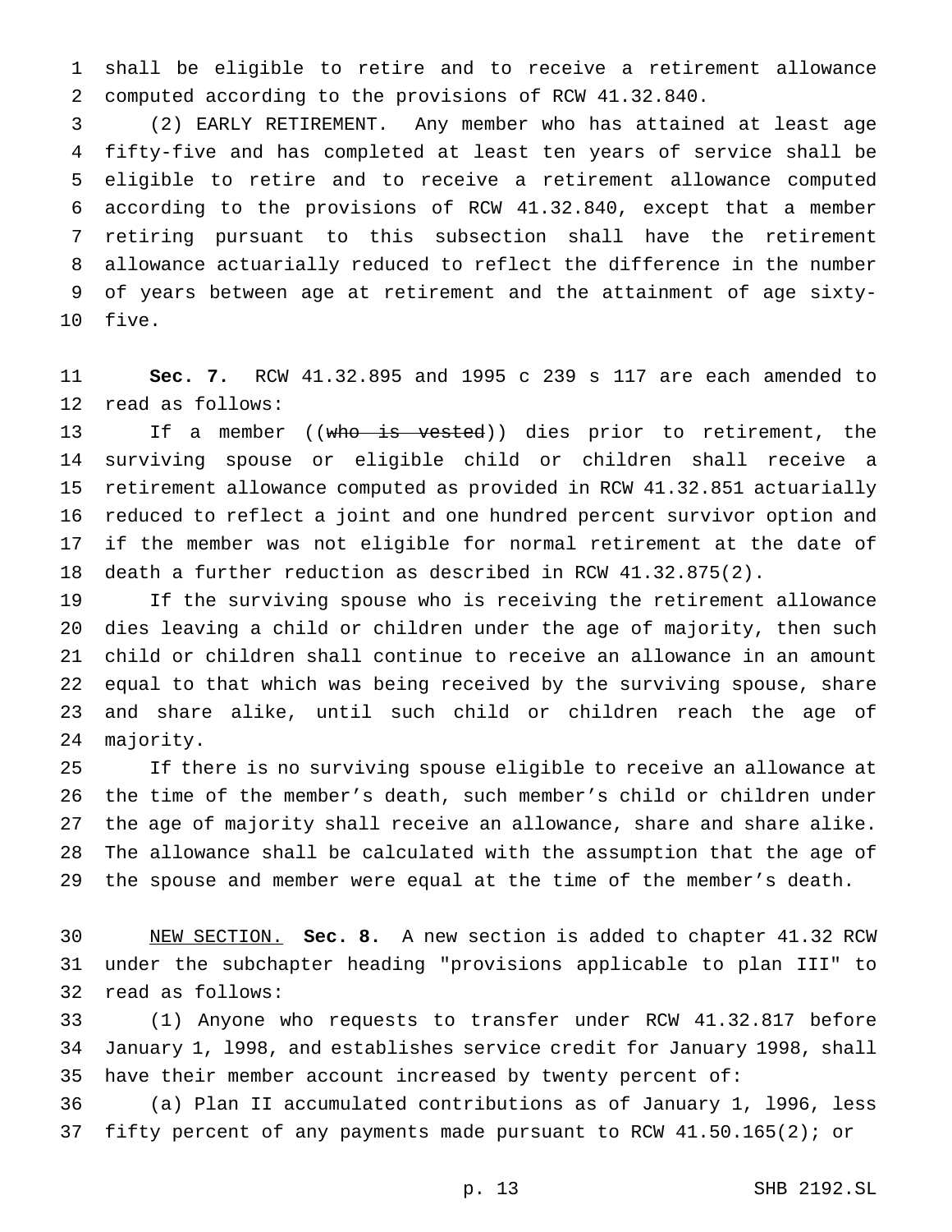shall be eligible to retire and to receive a retirement allowance computed according to the provisions of RCW 41.32.840.

(2) EARLY RETIREMENT. Any member who has attained at least age fifty-five and has completed at least ten years of service shall be eligible to retire and to receive a retirement allowance computed according to the provisions of RCW 41.32.840, except that a member retiring pursuant to this subsection shall have the retirement allowance actuarially reduced to reflect the difference in the number of years between age at retirement and the attainment of age sixty-five.

**Sec. 7.** RCW 41.32.895 and 1995 c 239 s 117 are each amended to read as follows:

If a member ((~~who is vested~~)) dies prior to retirement, the surviving spouse or eligible child or children shall receive a retirement allowance computed as provided in RCW 41.32.851 actuarially reduced to reflect a joint and one hundred percent survivor option and if the member was not eligible for normal retirement at the date of death a further reduction as described in RCW 41.32.875(2).

If the surviving spouse who is receiving the retirement allowance dies leaving a child or children under the age of majority, then such child or children shall continue to receive an allowance in an amount equal to that which was being received by the surviving spouse, share and share alike, until such child or children reach the age of majority.

If there is no surviving spouse eligible to receive an allowance at the time of the member's death, such member's child or children under the age of majority shall receive an allowance, share and share alike. The allowance shall be calculated with the assumption that the age of the spouse and member were equal at the time of the member's death.

NEW SECTION. **Sec. 8.** A new section is added to chapter 41.32 RCW under the subchapter heading "provisions applicable to plan III" to read as follows:

(1) Anyone who requests to transfer under RCW 41.32.817 before January 1, 1998, and establishes service credit for January 1998, shall have their member account increased by twenty percent of:

(a) Plan II accumulated contributions as of January 1, 1996, less fifty percent of any payments made pursuant to RCW 41.50.165(2); or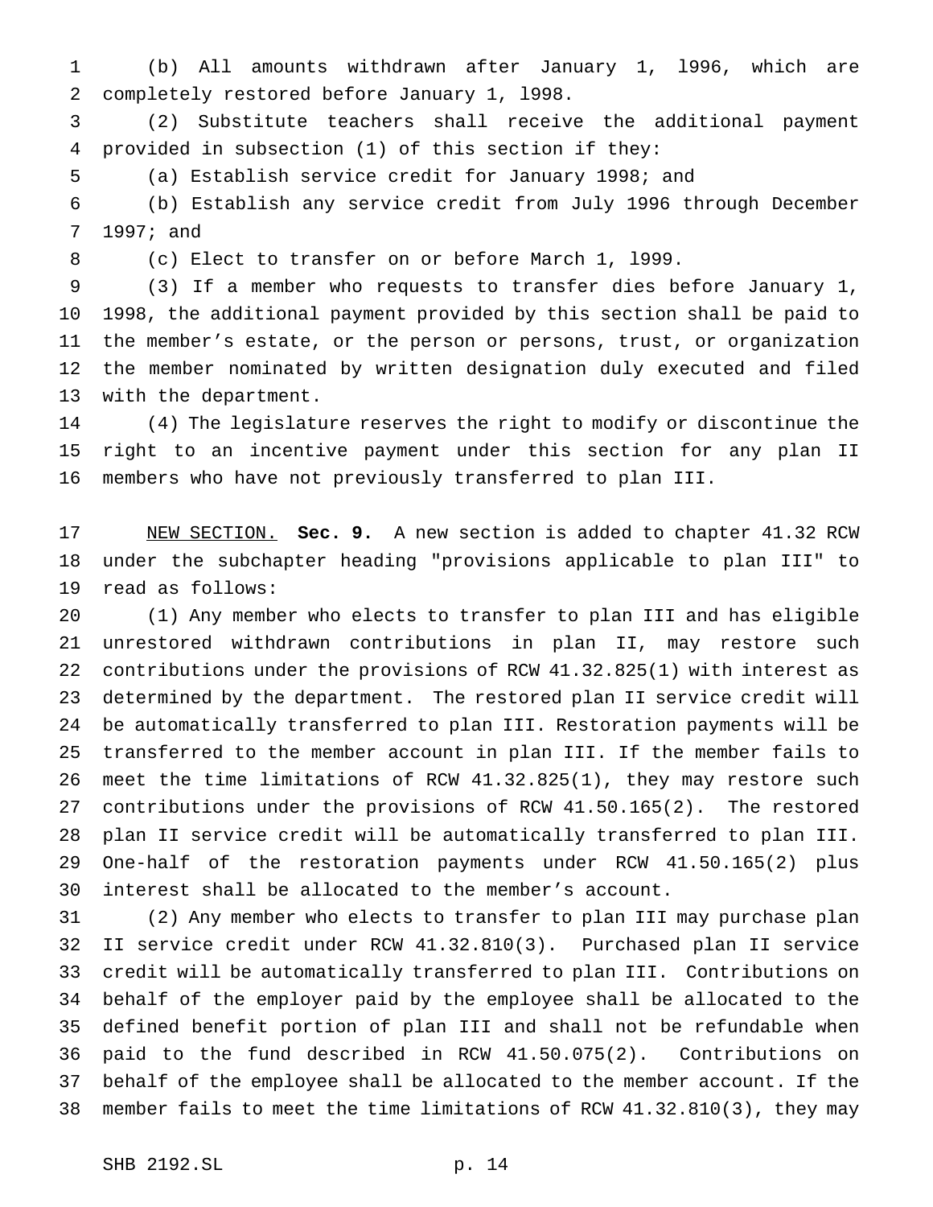(b) All amounts withdrawn after January 1, l996, which are completely restored before January 1, l998.

(2) Substitute teachers shall receive the additional payment provided in subsection (1) of this section if they:

(a) Establish service credit for January 1998; and

(b) Establish any service credit from July 1996 through December 1997; and

(c) Elect to transfer on or before March 1, l999.

(3) If a member who requests to transfer dies before January 1, 1998, the additional payment provided by this section shall be paid to the member's estate, or the person or persons, trust, or organization the member nominated by written designation duly executed and filed with the department.

(4) The legislature reserves the right to modify or discontinue the right to an incentive payment under this section for any plan II members who have not previously transferred to plan III.

NEW SECTION. **Sec. 9.** A new section is added to chapter 41.32 RCW under the subchapter heading "provisions applicable to plan III" to read as follows:

(1) Any member who elects to transfer to plan III and has eligible unrestored withdrawn contributions in plan II, may restore such contributions under the provisions of RCW 41.32.825(1) with interest as determined by the department. The restored plan II service credit will be automatically transferred to plan III. Restoration payments will be transferred to the member account in plan III. If the member fails to meet the time limitations of RCW 41.32.825(1), they may restore such contributions under the provisions of RCW 41.50.165(2). The restored plan II service credit will be automatically transferred to plan III. One-half of the restoration payments under RCW 41.50.165(2) plus interest shall be allocated to the member's account.

(2) Any member who elects to transfer to plan III may purchase plan II service credit under RCW 41.32.810(3). Purchased plan II service credit will be automatically transferred to plan III. Contributions on behalf of the employer paid by the employee shall be allocated to the defined benefit portion of plan III and shall not be refundable when paid to the fund described in RCW 41.50.075(2). Contributions on behalf of the employee shall be allocated to the member account. If the member fails to meet the time limitations of RCW 41.32.810(3), they may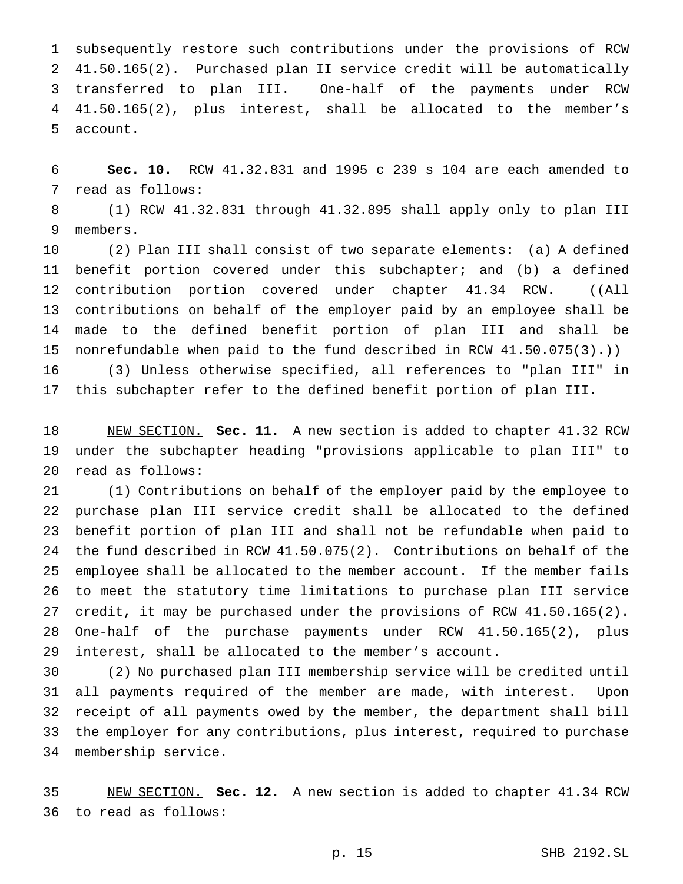subsequently restore such contributions under the provisions of RCW 41.50.165(2). Purchased plan II service credit will be automatically transferred to plan III. One-half of the payments under RCW 41.50.165(2), plus interest, shall be allocated to the member's account.

**Sec. 10.** RCW 41.32.831 and 1995 c 239 s 104 are each amended to read as follows:

(1) RCW 41.32.831 through 41.32.895 shall apply only to plan III members.

(2) Plan III shall consist of two separate elements: (a) A defined benefit portion covered under this subchapter; and (b) a defined contribution portion covered under chapter 41.34 RCW. ((~~All contributions on behalf of the employer paid by an employee shall be made to the defined benefit portion of plan III and shall be nonrefundable when paid to the fund described in RCW 41.50.075(3).~~))

(3) Unless otherwise specified, all references to "plan III" in this subchapter refer to the defined benefit portion of plan III.

NEW SECTION. **Sec. 11.** A new section is added to chapter 41.32 RCW under the subchapter heading "provisions applicable to plan III" to read as follows:

(1) Contributions on behalf of the employer paid by the employee to purchase plan III service credit shall be allocated to the defined benefit portion of plan III and shall not be refundable when paid to the fund described in RCW 41.50.075(2). Contributions on behalf of the employee shall be allocated to the member account. If the member fails to meet the statutory time limitations to purchase plan III service credit, it may be purchased under the provisions of RCW 41.50.165(2). One-half of the purchase payments under RCW 41.50.165(2), plus interest, shall be allocated to the member's account.

(2) No purchased plan III membership service will be credited until all payments required of the member are made, with interest. Upon receipt of all payments owed by the member, the department shall bill the employer for any contributions, plus interest, required to purchase membership service.

NEW SECTION. **Sec. 12.** A new section is added to chapter 41.34 RCW to read as follows: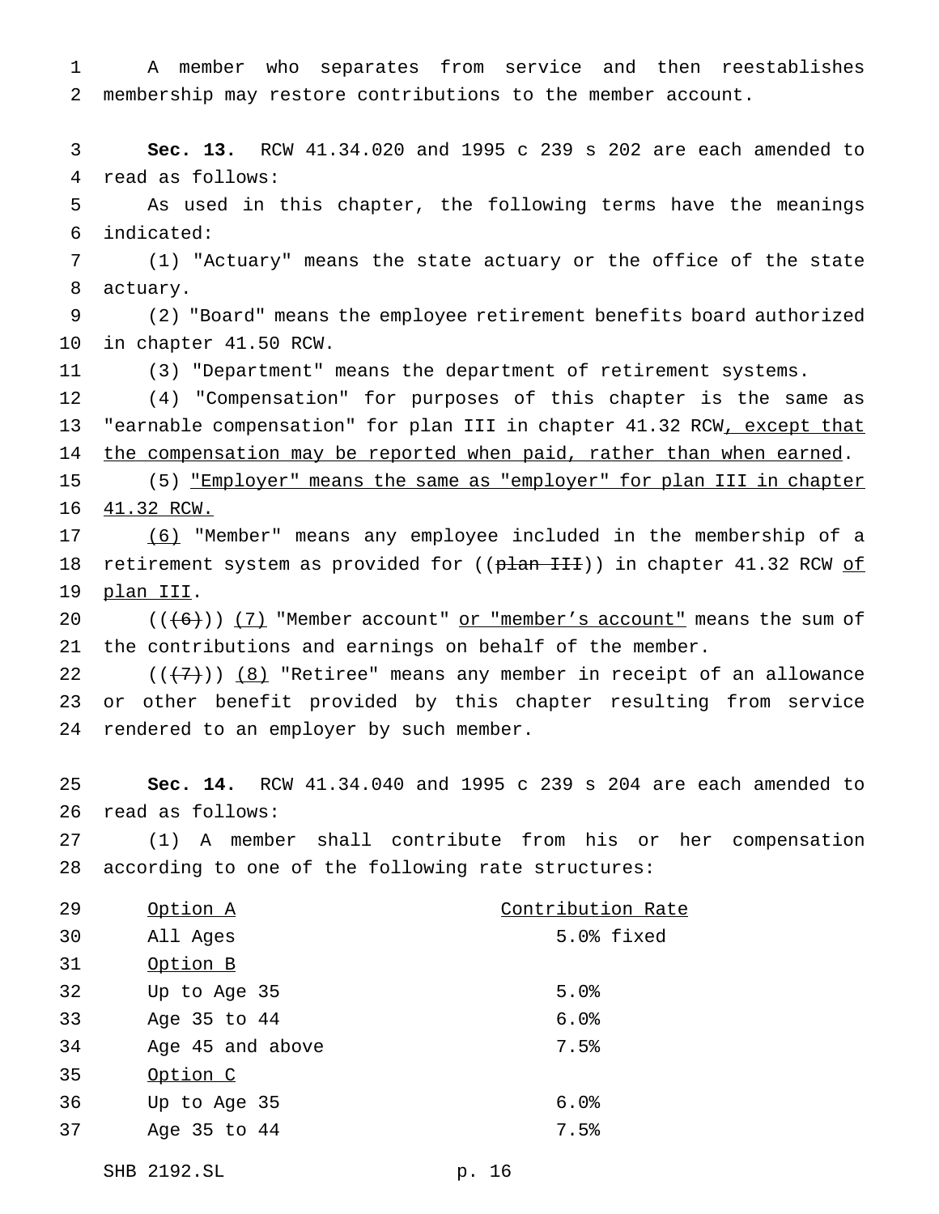A member who separates from service and then reestablishes membership may restore contributions to the member account.

**Sec. 13.** RCW 41.34.020 and 1995 c 239 s 202 are each amended to read as follows:

As used in this chapter, the following terms have the meanings indicated:

(1) "Actuary" means the state actuary or the office of the state actuary.

(2) "Board" means the employee retirement benefits board authorized in chapter 41.50 RCW.

(3) "Department" means the department of retirement systems.

(4) "Compensation" for purposes of this chapter is the same as "earnable compensation" for plan III in chapter 41.32 RCW, except that the compensation may be reported when paid, rather than when earned.

(5) "Employer" means the same as "employer" for plan III in chapter 41.32 RCW.

(6) "Member" means any employee included in the membership of a retirement system as provided for ((plan III)) in chapter 41.32 RCW of plan III.

(((6))) (7) "Member account" or "member's account" means the sum of the contributions and earnings on behalf of the member.

(((7))) (8) "Retiree" means any member in receipt of an allowance or other benefit provided by this chapter resulting from service rendered to an employer by such member.

**Sec. 14.** RCW 41.34.040 and 1995 c 239 s 204 are each amended to read as follows:

(1) A member shall contribute from his or her compensation according to one of the following rate structures:

| Option A | Contribution Rate |
|---|---|
| All Ages | 5.0% fixed |
| Option B | |
| Up to Age 35 | 5.0% |
| Age 35 to 44 | 6.0% |
| Age 45 and above | 7.5% |
| Option C | |
| Up to Age 35 | 6.0% |
| Age 35 to 44 | 7.5% |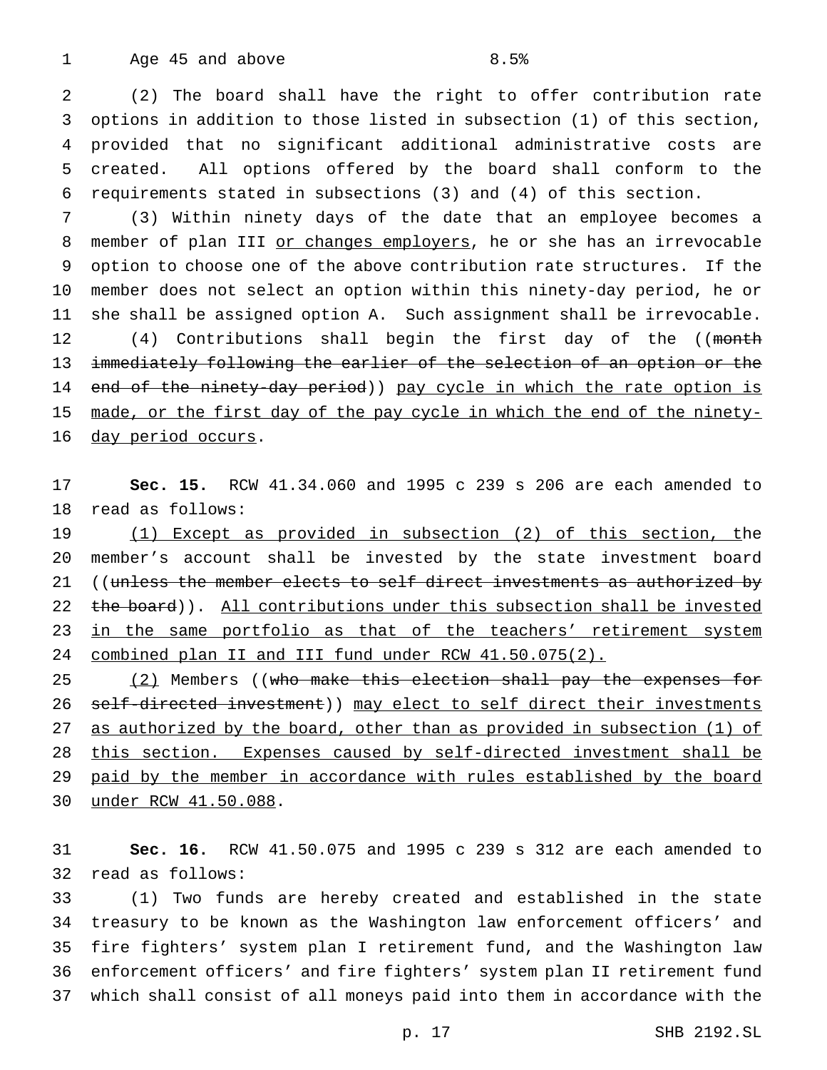Age 45 and above 8.5%

(2) The board shall have the right to offer contribution rate options in addition to those listed in subsection (1) of this section, provided that no significant additional administrative costs are created. All options offered by the board shall conform to the requirements stated in subsections (3) and (4) of this section.

(3) Within ninety days of the date that an employee becomes a member of plan III or changes employers, he or she has an irrevocable option to choose one of the above contribution rate structures. If the member does not select an option within this ninety-day period, he or she shall be assigned option A. Such assignment shall be irrevocable.

(4) Contributions shall begin the first day of the ((~~month immediately following the earlier of the selection of an option or the end of the ninety-day period~~)) pay cycle in which the rate option is made, or the first day of the pay cycle in which the end of the ninety-day period occurs.

**Sec. 15.** RCW 41.34.060 and 1995 c 239 s 206 are each amended to read as follows:

(1) Except as provided in subsection (2) of this section, the member's account shall be invested by the state investment board ((~~unless the member elects to self direct investments as authorized by the board~~)). All contributions under this subsection shall be invested in the same portfolio as that of the teachers' retirement system combined plan II and III fund under RCW 41.50.075(2).

(2) Members ((~~who make this election shall pay the expenses for self-directed investment~~)) may elect to self direct their investments as authorized by the board, other than as provided in subsection (1) of this section. Expenses caused by self-directed investment shall be paid by the member in accordance with rules established by the board under RCW 41.50.088.

**Sec. 16.** RCW 41.50.075 and 1995 c 239 s 312 are each amended to read as follows:

(1) Two funds are hereby created and established in the state treasury to be known as the Washington law enforcement officers' and fire fighters' system plan I retirement fund, and the Washington law enforcement officers' and fire fighters' system plan II retirement fund which shall consist of all moneys paid into them in accordance with the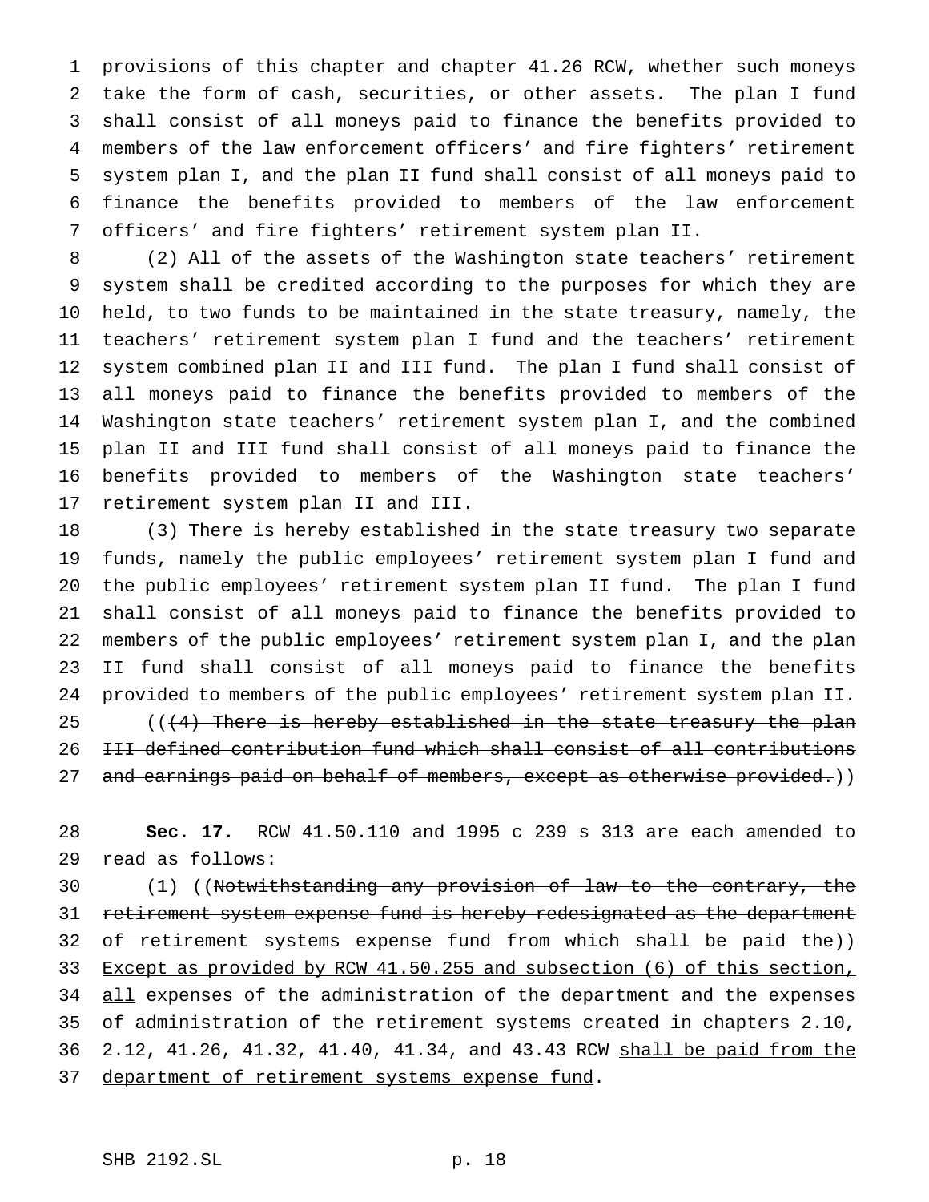provisions of this chapter and chapter 41.26 RCW, whether such moneys take the form of cash, securities, or other assets. The plan I fund shall consist of all moneys paid to finance the benefits provided to members of the law enforcement officers' and fire fighters' retirement system plan I, and the plan II fund shall consist of all moneys paid to finance the benefits provided to members of the law enforcement officers' and fire fighters' retirement system plan II.

(2) All of the assets of the Washington state teachers' retirement system shall be credited according to the purposes for which they are held, to two funds to be maintained in the state treasury, namely, the teachers' retirement system plan I fund and the teachers' retirement system combined plan II and III fund. The plan I fund shall consist of all moneys paid to finance the benefits provided to members of the Washington state teachers' retirement system plan I, and the combined plan II and III fund shall consist of all moneys paid to finance the benefits provided to members of the Washington state teachers' retirement system plan II and III.

(3) There is hereby established in the state treasury two separate funds, namely the public employees' retirement system plan I fund and the public employees' retirement system plan II fund. The plan I fund shall consist of all moneys paid to finance the benefits provided to members of the public employees' retirement system plan I, and the plan II fund shall consist of all moneys paid to finance the benefits provided to members of the public employees' retirement system plan II.

((~~(4) There is hereby established in the state treasury the plan III defined contribution fund which shall consist of all contributions and earnings paid on behalf of members, except as otherwise provided.~~))

**Sec. 17.** RCW 41.50.110 and 1995 c 239 s 313 are each amended to read as follows:

(1) ((~~Notwithstanding any provision of law to the contrary, the retirement system expense fund is hereby redesignated as the department of retirement systems expense fund from which shall be paid the~~)) <u>Except as provided by RCW 41.50.255 and subsection (6) of this section, all</u> expenses of the administration of the department and the expenses of administration of the retirement systems created in chapters 2.10, 2.12, 41.26, 41.32, 41.40, 41.34, and 43.43 RCW <u>shall be paid from the department of retirement systems expense fund</u>.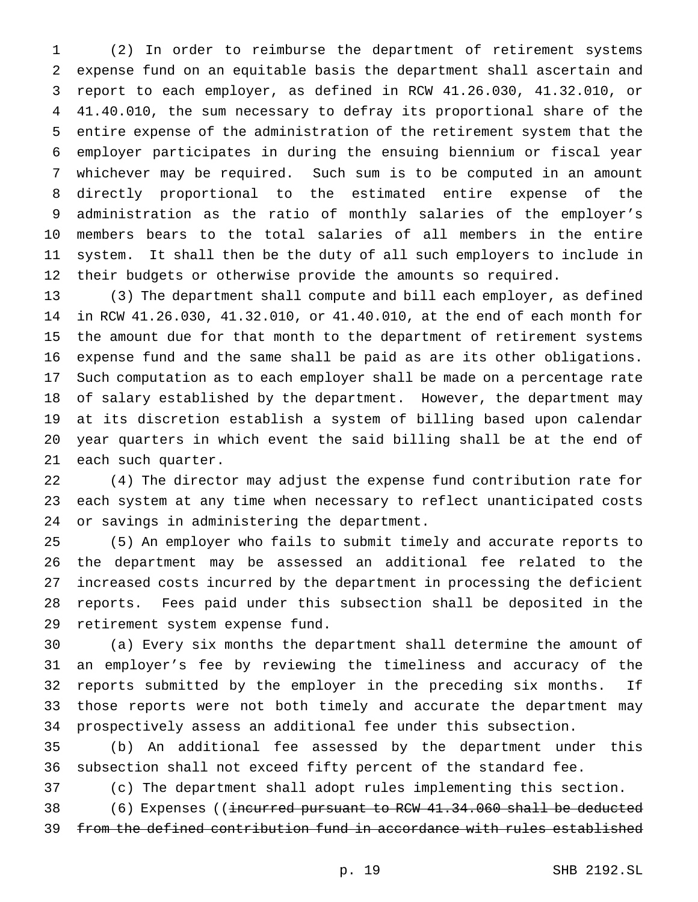(2) In order to reimburse the department of retirement systems expense fund on an equitable basis the department shall ascertain and report to each employer, as defined in RCW 41.26.030, 41.32.010, or 41.40.010, the sum necessary to defray its proportional share of the entire expense of the administration of the retirement system that the employer participates in during the ensuing biennium or fiscal year whichever may be required. Such sum is to be computed in an amount directly proportional to the estimated entire expense of the administration as the ratio of monthly salaries of the employer's members bears to the total salaries of all members in the entire system. It shall then be the duty of all such employers to include in their budgets or otherwise provide the amounts so required.

(3) The department shall compute and bill each employer, as defined in RCW 41.26.030, 41.32.010, or 41.40.010, at the end of each month for the amount due for that month to the department of retirement systems expense fund and the same shall be paid as are its other obligations. Such computation as to each employer shall be made on a percentage rate of salary established by the department. However, the department may at its discretion establish a system of billing based upon calendar year quarters in which event the said billing shall be at the end of each such quarter.

(4) The director may adjust the expense fund contribution rate for each system at any time when necessary to reflect unanticipated costs or savings in administering the department.

(5) An employer who fails to submit timely and accurate reports to the department may be assessed an additional fee related to the increased costs incurred by the department in processing the deficient reports. Fees paid under this subsection shall be deposited in the retirement system expense fund.

(a) Every six months the department shall determine the amount of an employer's fee by reviewing the timeliness and accuracy of the reports submitted by the employer in the preceding six months. If those reports were not both timely and accurate the department may prospectively assess an additional fee under this subsection.

(b) An additional fee assessed by the department under this subsection shall not exceed fifty percent of the standard fee.

(c) The department shall adopt rules implementing this section.

(6) Expenses ((~~incurred pursuant to RCW 41.34.060 shall be deducted from the defined contribution fund in accordance with rules established~~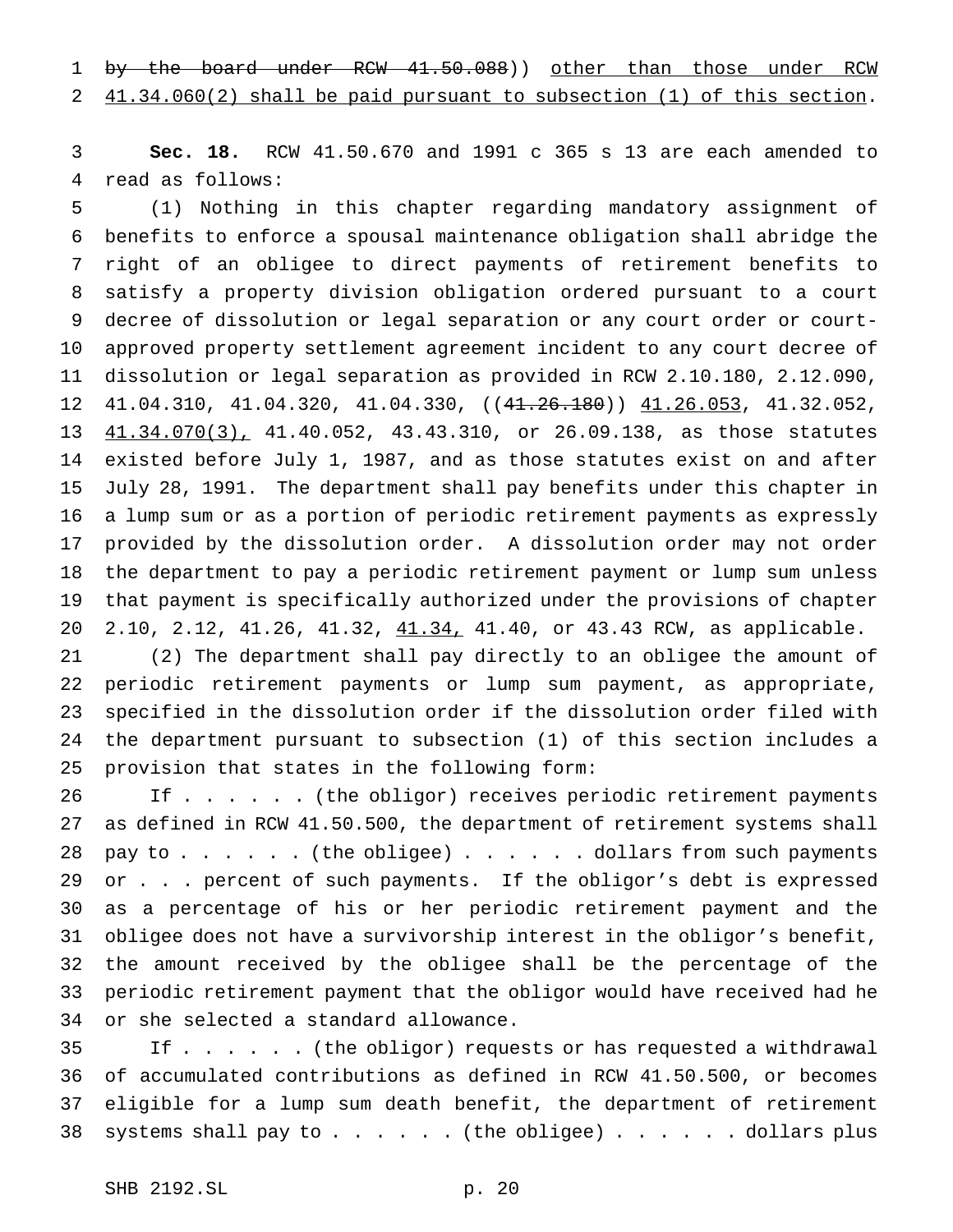~~by the board under RCW 41.50.088~~)) <u>other than those under RCW 41.34.060(2) shall be paid pursuant to subsection (1) of this section</u>.

**Sec. 18.** RCW 41.50.670 and 1991 c 365 s 13 are each amended to read as follows:

(1) Nothing in this chapter regarding mandatory assignment of benefits to enforce a spousal maintenance obligation shall abridge the right of an obligee to direct payments of retirement benefits to satisfy a property division obligation ordered pursuant to a court decree of dissolution or legal separation or any court order or court-approved property settlement agreement incident to any court decree of dissolution or legal separation as provided in RCW 2.10.180, 2.12.090, 41.04.310, 41.04.320, 41.04.330, ((~~41.26.180~~)) <u>41.26.053</u>, 41.32.052, <u>41.34.070(3),</u> 41.40.052, 43.43.310, or 26.09.138, as those statutes existed before July 1, 1987, and as those statutes exist on and after July 28, 1991. The department shall pay benefits under this chapter in a lump sum or as a portion of periodic retirement payments as expressly provided by the dissolution order. A dissolution order may not order the department to pay a periodic retirement payment or lump sum unless that payment is specifically authorized under the provisions of chapter 2.10, 2.12, 41.26, 41.32, <u>41.34,</u> 41.40, or 43.43 RCW, as applicable.

(2) The department shall pay directly to an obligee the amount of periodic retirement payments or lump sum payment, as appropriate, specified in the dissolution order if the dissolution order filed with the department pursuant to subsection (1) of this section includes a provision that states in the following form:

If . . . . . . (the obligor) receives periodic retirement payments as defined in RCW 41.50.500, the department of retirement systems shall pay to . . . . . . (the obligee) . . . . . . dollars from such payments or . . . percent of such payments. If the obligor's debt is expressed as a percentage of his or her periodic retirement payment and the obligee does not have a survivorship interest in the obligor's benefit, the amount received by the obligee shall be the percentage of the periodic retirement payment that the obligor would have received had he or she selected a standard allowance.

If . . . . . . (the obligor) requests or has requested a withdrawal of accumulated contributions as defined in RCW 41.50.500, or becomes eligible for a lump sum death benefit, the department of retirement systems shall pay to . . . . . . (the obligee) . . . . . . dollars plus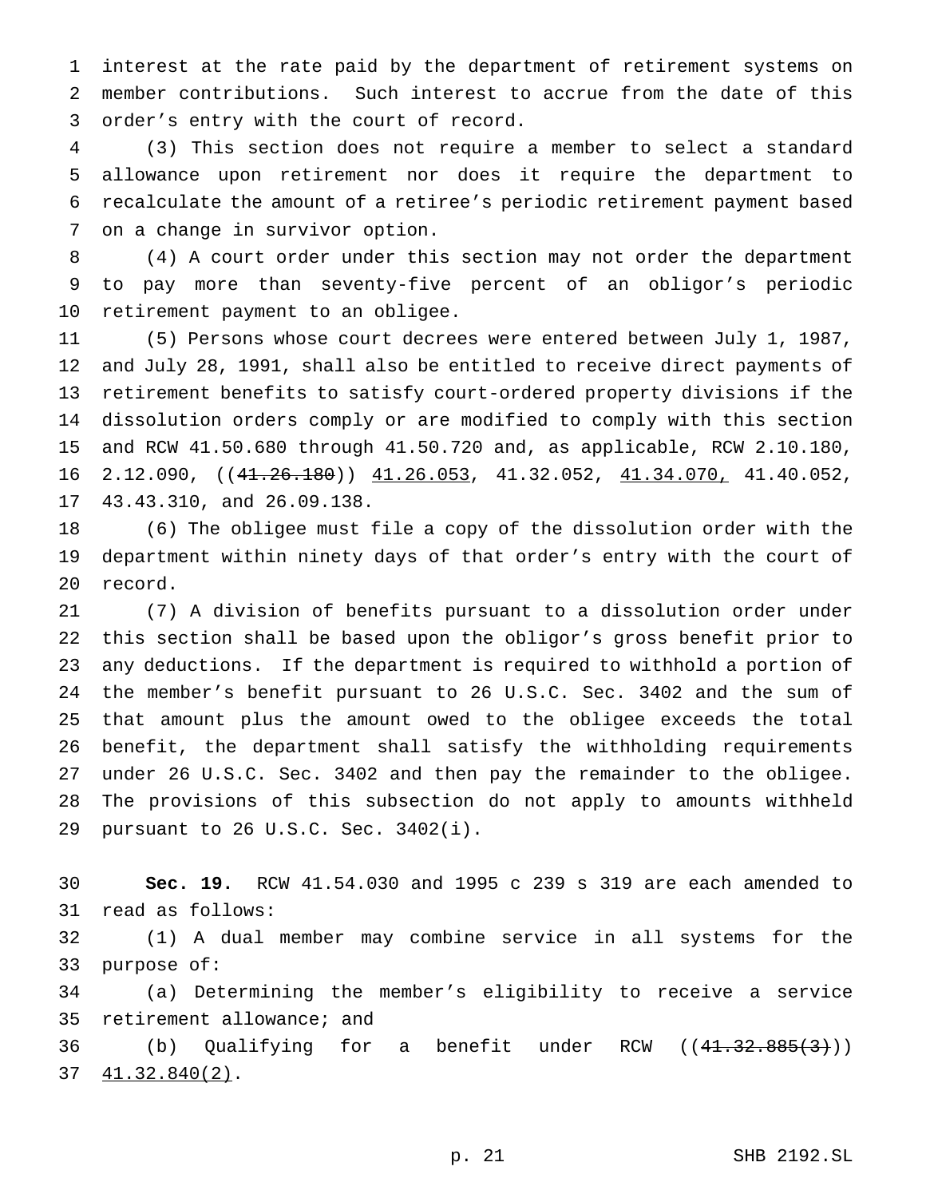interest at the rate paid by the department of retirement systems on member contributions. Such interest to accrue from the date of this order's entry with the court of record.

(3) This section does not require a member to select a standard allowance upon retirement nor does it require the department to recalculate the amount of a retiree's periodic retirement payment based on a change in survivor option.

(4) A court order under this section may not order the department to pay more than seventy-five percent of an obligor's periodic retirement payment to an obligee.

(5) Persons whose court decrees were entered between July 1, 1987, and July 28, 1991, shall also be entitled to receive direct payments of retirement benefits to satisfy court-ordered property divisions if the dissolution orders comply or are modified to comply with this section and RCW 41.50.680 through 41.50.720 and, as applicable, RCW 2.10.180, 2.12.090, ((~~41.26.180~~)) <u>41.26.053</u>, 41.32.052, <u>41.34.070,</u> 41.40.052, 43.43.310, and 26.09.138.

(6) The obligee must file a copy of the dissolution order with the department within ninety days of that order's entry with the court of record.

(7) A division of benefits pursuant to a dissolution order under this section shall be based upon the obligor's gross benefit prior to any deductions. If the department is required to withhold a portion of the member's benefit pursuant to 26 U.S.C. Sec. 3402 and the sum of that amount plus the amount owed to the obligee exceeds the total benefit, the department shall satisfy the withholding requirements under 26 U.S.C. Sec. 3402 and then pay the remainder to the obligee. The provisions of this subsection do not apply to amounts withheld pursuant to 26 U.S.C. Sec. 3402(i).

**Sec. 19.** RCW 41.54.030 and 1995 c 239 s 319 are each amended to read as follows:

(1) A dual member may combine service in all systems for the purpose of:

(a) Determining the member's eligibility to receive a service retirement allowance; and

(b) Qualifying for a benefit under RCW ((~~41.32.885(3)~~)) <u>41.32.840(2)</u>.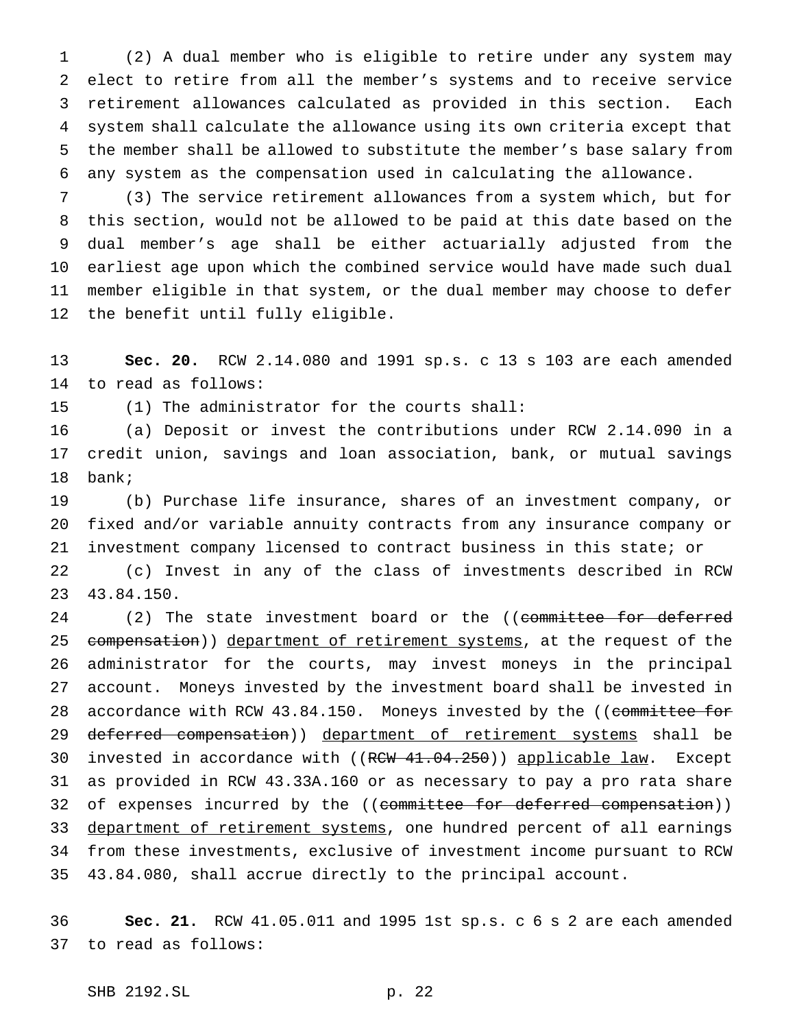(2) A dual member who is eligible to retire under any system may elect to retire from all the member's systems and to receive service retirement allowances calculated as provided in this section. Each system shall calculate the allowance using its own criteria except that the member shall be allowed to substitute the member's base salary from any system as the compensation used in calculating the allowance.

(3) The service retirement allowances from a system which, but for this section, would not be allowed to be paid at this date based on the dual member's age shall be either actuarially adjusted from the earliest age upon which the combined service would have made such dual member eligible in that system, or the dual member may choose to defer the benefit until fully eligible.

**Sec. 20.** RCW 2.14.080 and 1991 sp.s. c 13 s 103 are each amended to read as follows:

(1) The administrator for the courts shall:

(a) Deposit or invest the contributions under RCW 2.14.090 in a credit union, savings and loan association, bank, or mutual savings bank;

(b) Purchase life insurance, shares of an investment company, or fixed and/or variable annuity contracts from any insurance company or investment company licensed to contract business in this state; or

(c) Invest in any of the class of investments described in RCW 43.84.150.

(2) The state investment board or the ((~~committee for deferred compensation~~)) <u>department of retirement systems</u>, at the request of the administrator for the courts, may invest moneys in the principal account. Moneys invested by the investment board shall be invested in accordance with RCW 43.84.150. Moneys invested by the ((~~committee for deferred compensation~~)) <u>department of retirement systems</u> shall be invested in accordance with ((~~RCW 41.04.250~~)) <u>applicable law</u>. Except as provided in RCW 43.33A.160 or as necessary to pay a pro rata share of expenses incurred by the ((~~committee for deferred compensation~~)) <u>department of retirement systems</u>, one hundred percent of all earnings from these investments, exclusive of investment income pursuant to RCW 43.84.080, shall accrue directly to the principal account.

**Sec. 21.** RCW 41.05.011 and 1995 1st sp.s. c 6 s 2 are each amended to read as follows: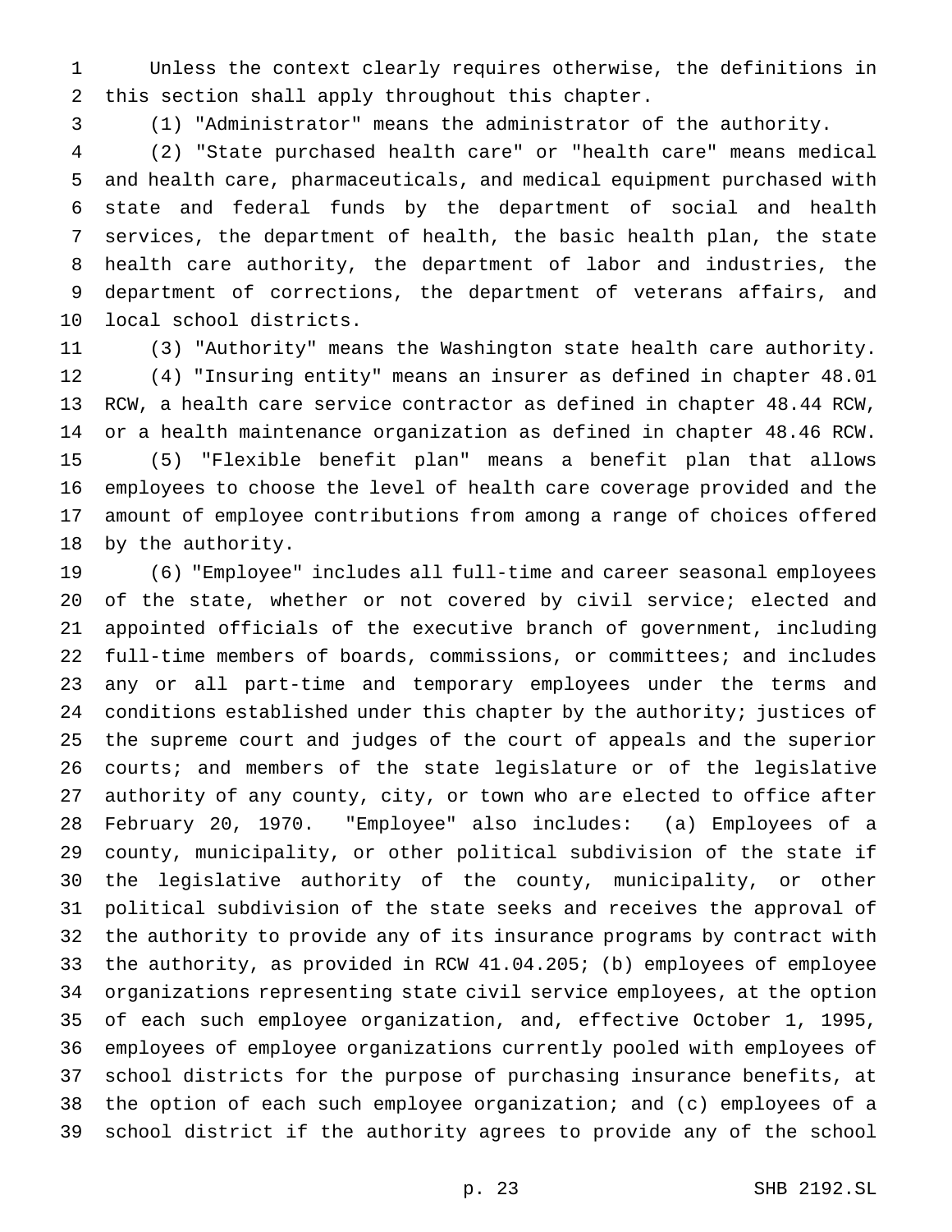Unless the context clearly requires otherwise, the definitions in this section shall apply throughout this chapter.

(1) "Administrator" means the administrator of the authority.

(2) "State purchased health care" or "health care" means medical and health care, pharmaceuticals, and medical equipment purchased with state and federal funds by the department of social and health services, the department of health, the basic health plan, the state health care authority, the department of labor and industries, the department of corrections, the department of veterans affairs, and local school districts.

(3) "Authority" means the Washington state health care authority.

(4) "Insuring entity" means an insurer as defined in chapter 48.01 RCW, a health care service contractor as defined in chapter 48.44 RCW, or a health maintenance organization as defined in chapter 48.46 RCW.

(5) "Flexible benefit plan" means a benefit plan that allows employees to choose the level of health care coverage provided and the amount of employee contributions from among a range of choices offered by the authority.

(6) "Employee" includes all full-time and career seasonal employees of the state, whether or not covered by civil service; elected and appointed officials of the executive branch of government, including full-time members of boards, commissions, or committees; and includes any or all part-time and temporary employees under the terms and conditions established under this chapter by the authority; justices of the supreme court and judges of the court of appeals and the superior courts; and members of the state legislature or of the legislative authority of any county, city, or town who are elected to office after February 20, 1970. "Employee" also includes: (a) Employees of a county, municipality, or other political subdivision of the state if the legislative authority of the county, municipality, or other political subdivision of the state seeks and receives the approval of the authority to provide any of its insurance programs by contract with the authority, as provided in RCW 41.04.205; (b) employees of employee organizations representing state civil service employees, at the option of each such employee organization, and, effective October 1, 1995, employees of employee organizations currently pooled with employees of school districts for the purpose of purchasing insurance benefits, at the option of each such employee organization; and (c) employees of a school district if the authority agrees to provide any of the school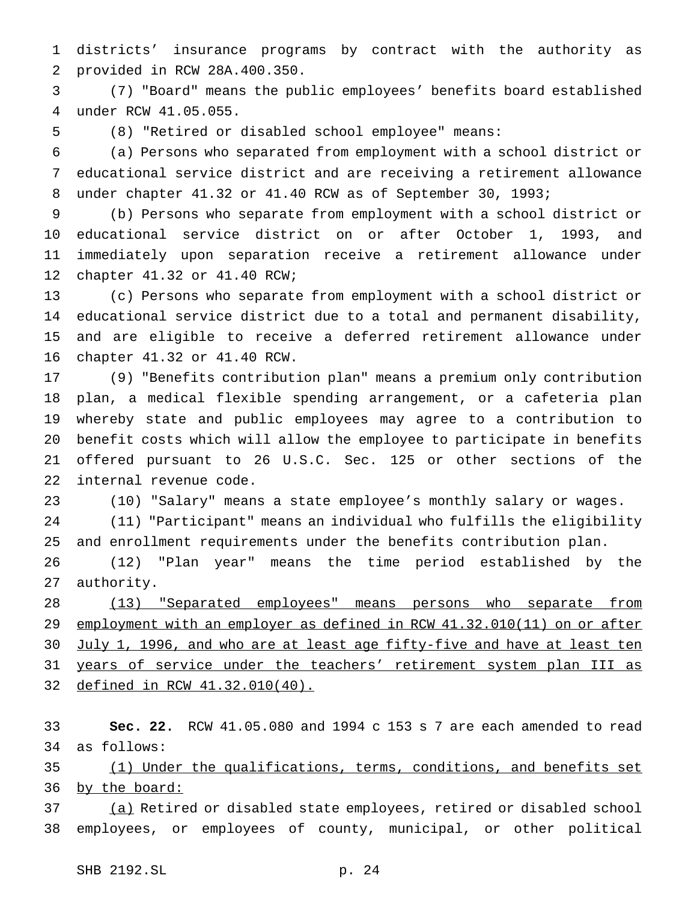districts' insurance programs by contract with the authority as provided in RCW 28A.400.350.

(7) "Board" means the public employees' benefits board established under RCW 41.05.055.

(8) "Retired or disabled school employee" means:

(a) Persons who separated from employment with a school district or educational service district and are receiving a retirement allowance under chapter 41.32 or 41.40 RCW as of September 30, 1993;

(b) Persons who separate from employment with a school district or educational service district on or after October 1, 1993, and immediately upon separation receive a retirement allowance under chapter 41.32 or 41.40 RCW;

(c) Persons who separate from employment with a school district or educational service district due to a total and permanent disability, and are eligible to receive a deferred retirement allowance under chapter 41.32 or 41.40 RCW.

(9) "Benefits contribution plan" means a premium only contribution plan, a medical flexible spending arrangement, or a cafeteria plan whereby state and public employees may agree to a contribution to benefit costs which will allow the employee to participate in benefits offered pursuant to 26 U.S.C. Sec. 125 or other sections of the internal revenue code.

(10) "Salary" means a state employee's monthly salary or wages.

(11) "Participant" means an individual who fulfills the eligibility and enrollment requirements under the benefits contribution plan.

(12) "Plan year" means the time period established by the authority.

<u>(13) "Separated employees" means persons who separate from employment with an employer as defined in RCW 41.32.010(11) on or after July 1, 1996, and who are at least age fifty-five and have at least ten years of service under the teachers' retirement system plan III as defined in RCW 41.32.010(40).</u>

**Sec. 22.** RCW 41.05.080 and 1994 c 153 s 7 are each amended to read as follows:

<u>(1) Under the qualifications, terms, conditions, and benefits set by the board:</u>

<u>(a)</u> Retired or disabled state employees, retired or disabled school employees, or employees of county, municipal, or other political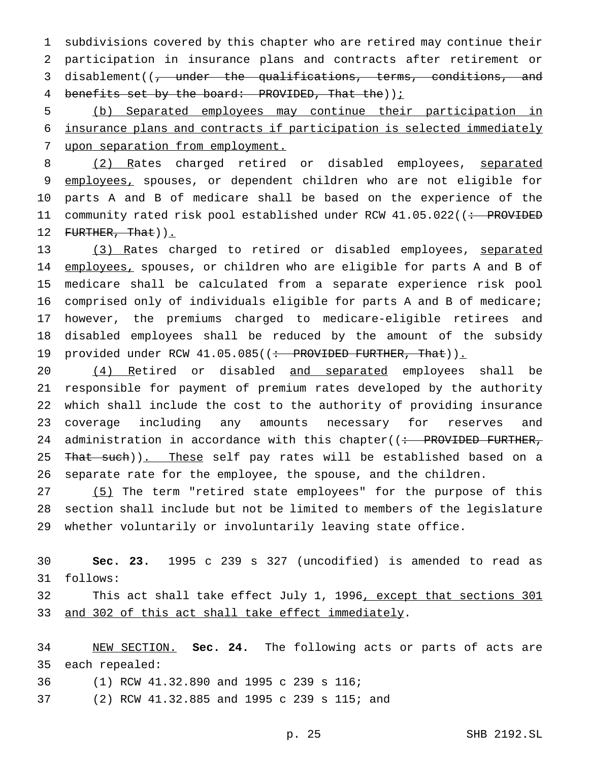subdivisions covered by this chapter who are retired may continue their participation in insurance plans and contracts after retirement or disablement((~~, under the qualifications, terms, conditions, and benefits set by the board: PROVIDED, That the~~))<u>;</u>

<u>(b) Separated employees may continue their participation in insurance plans and contracts if participation is selected immediately upon separation from employment.</u>

<u>(2) R</u>ates charged retired or disabled employees, <u>separated employees,</u> spouses, or dependent children who are not eligible for parts A and B of medicare shall be based on the experience of the community rated risk pool established under RCW 41.05.022((~~: PROVIDED FURTHER, That~~))<u>.</u>

<u>(3) R</u>ates charged to retired or disabled employees, <u>separated employees,</u> spouses, or children who are eligible for parts A and B of medicare shall be calculated from a separate experience risk pool comprised only of individuals eligible for parts A and B of medicare; however, the premiums charged to medicare-eligible retirees and disabled employees shall be reduced by the amount of the subsidy provided under RCW 41.05.085((~~: PROVIDED FURTHER, That~~))<u>.</u>

<u>(4) R</u>etired or disabled <u>and separated</u> employees shall be responsible for payment of premium rates developed by the authority which shall include the cost to the authority of providing insurance coverage including any amounts necessary for reserves and administration in accordance with this chapter((~~: PROVIDED FURTHER, That such~~))<u>. These</u> self pay rates will be established based on a separate rate for the employee, the spouse, and the children.

<u>(5)</u> The term "retired state employees" for the purpose of this section shall include but not be limited to members of the legislature whether voluntarily or involuntarily leaving state office.

**Sec. 23.** 1995 c 239 s 327 (uncodified) is amended to read as follows:

This act shall take effect July 1, 1996<u>, except that sections 301 and 302 of this act shall take effect immediately</u>.

<u>NEW SECTION.</u> **Sec. 24.** The following acts or parts of acts are each repealed:

(1) RCW 41.32.890 and 1995 c 239 s 116;

(2) RCW 41.32.885 and 1995 c 239 s 115; and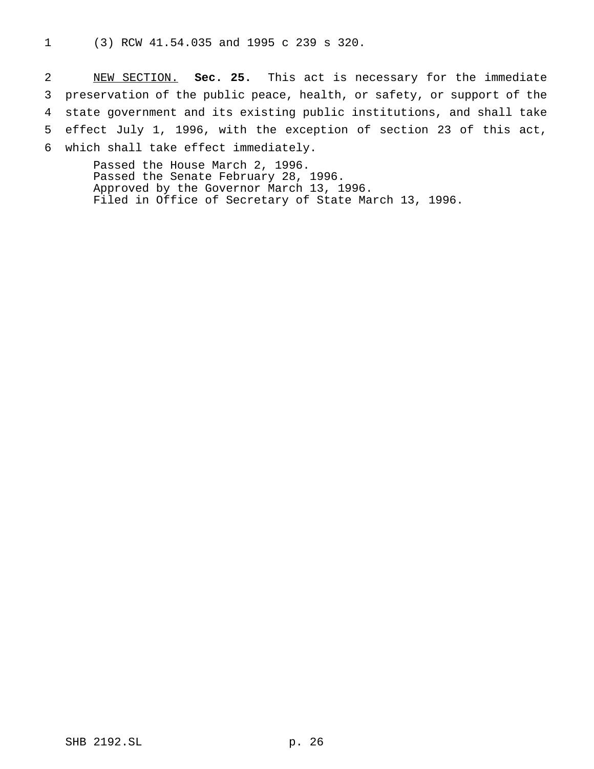(3) RCW 41.54.035 and 1995 c 239 s 320.

<u>NEW SECTION.</u> **Sec. 25.** This act is necessary for the immediate preservation of the public peace, health, or safety, or support of the state government and its existing public institutions, and shall take effect July 1, 1996, with the exception of section 23 of this act, which shall take effect immediately.

Passed the House March 2, 1996.
Passed the Senate February 28, 1996.
Approved by the Governor March 13, 1996.
Filed in Office of Secretary of State March 13, 1996.